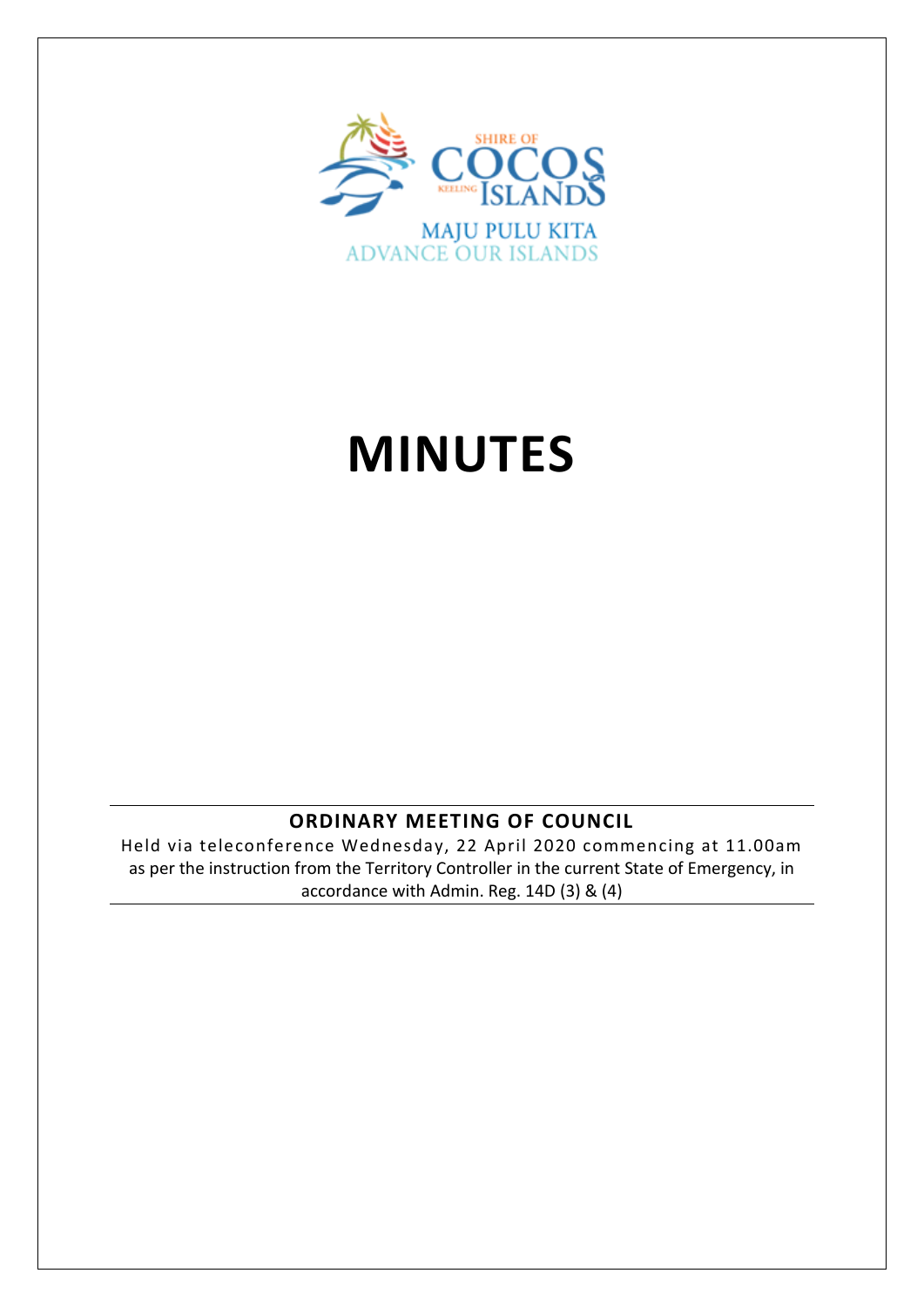SHIRE OF COCOS KEELING ISLANDS

MAJU PULU KITA
ADVANCE OUR ISLANDS

# MINUTES

## ORDINARY MEETING OF COUNCIL

Held via teleconference Wednesday, 22 April 2020 commencing at 11.00am as per the instruction from the Territory Controller in the current State of Emergency, in accordance with Admin. Reg. 14D (3) & (4)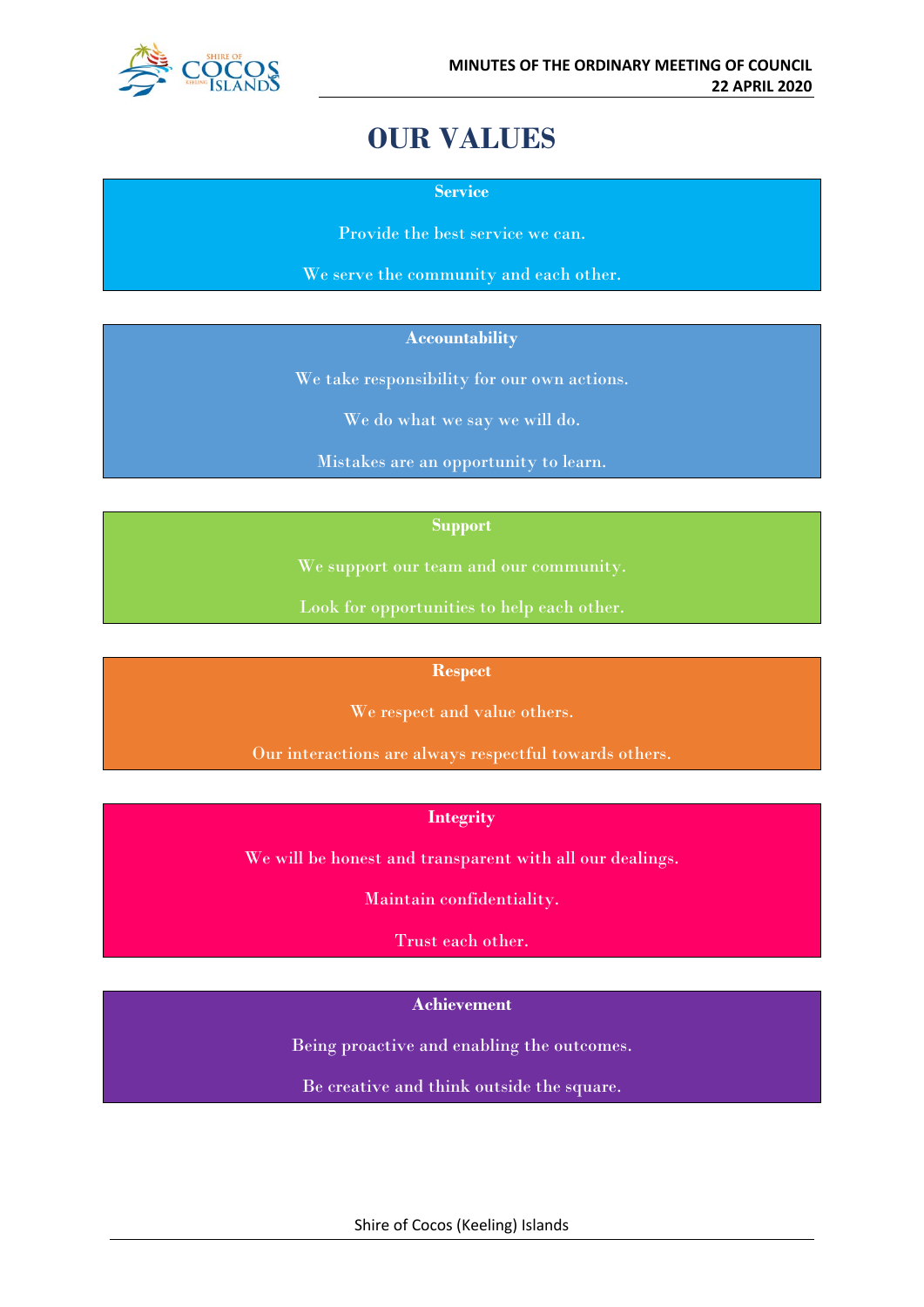# OUR VALUES

**Service**

Provide the best service we can.

We serve the community and each other.

**Accountability**

We take responsibility for our own actions.

We do what we say we will do.

Mistakes are an opportunity to learn.

**Support**

We support our team and our community.

Look for opportunities to help each other.

**Respect**

We respect and value others.

Our interactions are always respectful towards others.

**Integrity**

We will be honest and transparent with all our dealings.

Maintain confidentiality.

Trust each other.

**Achievement**

Being proactive and enabling the outcomes.

Be creative and think outside the square.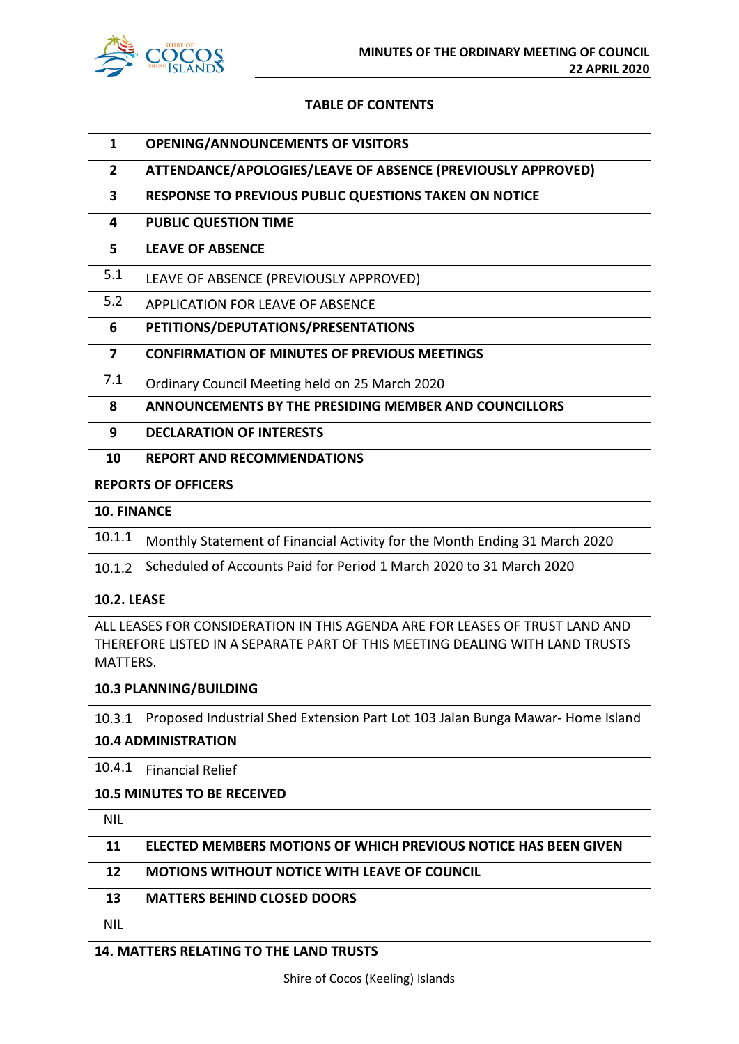## TABLE OF CONTENTS

| | |
|---|---|
| **1** | **OPENING/ANNOUNCEMENTS OF VISITORS** |
| **2** | **ATTENDANCE/APOLOGIES/LEAVE OF ABSENCE (PREVIOUSLY APPROVED)** |
| **3** | **RESPONSE TO PREVIOUS PUBLIC QUESTIONS TAKEN ON NOTICE** |
| **4** | **PUBLIC QUESTION TIME** |
| **5** | **LEAVE OF ABSENCE** |
| 5.1 | LEAVE OF ABSENCE (PREVIOUSLY APPROVED) |
| 5.2 | APPLICATION FOR LEAVE OF ABSENCE |
| **6** | **PETITIONS/DEPUTATIONS/PRESENTATIONS** |
| **7** | **CONFIRMATION OF MINUTES OF PREVIOUS MEETINGS** |
| 7.1 | Ordinary Council Meeting held on 25 March 2020 |
| **8** | **ANNOUNCEMENTS BY THE PRESIDING MEMBER AND COUNCILLORS** |
| **9** | **DECLARATION OF INTERESTS** |
| **10** | **REPORT AND RECOMMENDATIONS** |
| **REPORTS OF OFFICERS** | |
| **10. FINANCE** | |
| 10.1.1 | Monthly Statement of Financial Activity for the Month Ending 31 March 2020 |
| 10.1.2 | Scheduled of Accounts Paid for Period 1 March 2020 to 31 March 2020 |
| **10.2. LEASE** | |
| ALL LEASES FOR CONSIDERATION IN THIS AGENDA ARE FOR LEASES OF TRUST LAND AND THEREFORE LISTED IN A SEPARATE PART OF THIS MEETING DEALING WITH LAND TRUSTS MATTERS. | |
| **10.3 PLANNING/BUILDING** | |
| 10.3.1 | Proposed Industrial Shed Extension Part Lot 103 Jalan Bunga Mawar- Home Island |
| **10.4 ADMINISTRATION** | |
| 10.4.1 | Financial Relief |
| **10.5 MINUTES TO BE RECEIVED** | |
| NIL | |
| **11** | **ELECTED MEMBERS MOTIONS OF WHICH PREVIOUS NOTICE HAS BEEN GIVEN** |
| **12** | **MOTIONS WITHOUT NOTICE WITH LEAVE OF COUNCIL** |
| **13** | **MATTERS BEHIND CLOSED DOORS** |
| NIL | |
| **14. MATTERS RELATING TO THE LAND TRUSTS** | |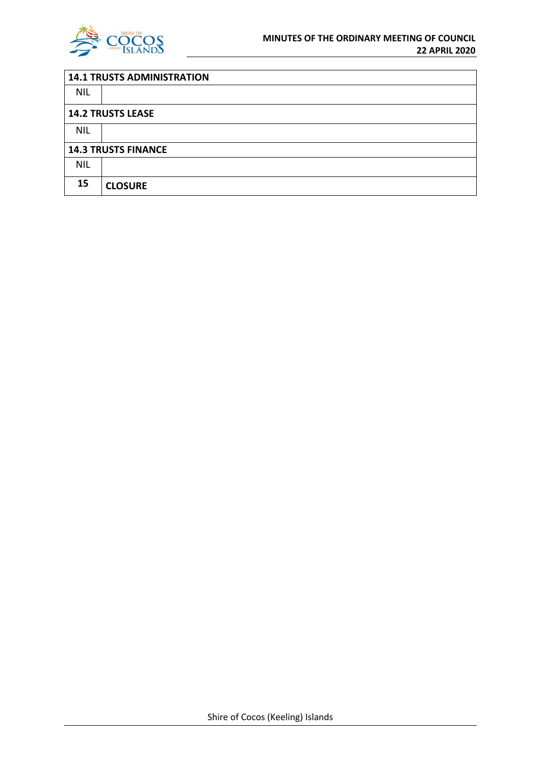| 14.1 TRUSTS ADMINISTRATION | |
|---|---|
| NIL | |
| **14.2 TRUSTS LEASE** | |
| NIL | |
| **14.3 TRUSTS FINANCE** | |
| NIL | |
| **15** | **CLOSURE** |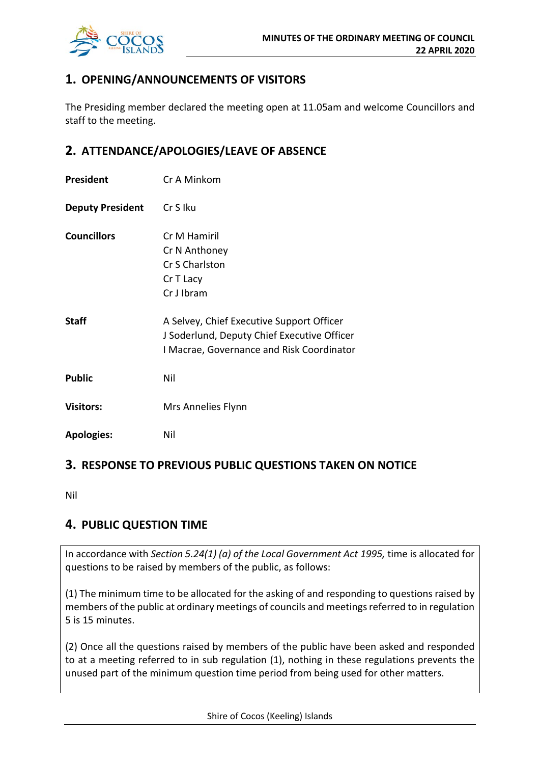## 1. OPENING/ANNOUNCEMENTS OF VISITORS

The Presiding member declared the meeting open at 11.05am and welcome Councillors and staff to the meeting.

## 2. ATTENDANCE/APOLOGIES/LEAVE OF ABSENCE

| | |
|---|---|
| **President** | Cr A Minkom |
| **Deputy President** | Cr S Iku |
| **Councillors** | Cr M Hamiril<br>Cr N Anthoney<br>Cr S Charlston<br>Cr T Lacy<br>Cr J Ibram |
| **Staff** | A Selvey, Chief Executive Support Officer<br>J Soderlund, Deputy Chief Executive Officer<br>I Macrae, Governance and Risk Coordinator |
| **Public** | Nil |
| **Visitors:** | Mrs Annelies Flynn |
| **Apologies:** | Nil |

## 3. RESPONSE TO PREVIOUS PUBLIC QUESTIONS TAKEN ON NOTICE

Nil

## 4. PUBLIC QUESTION TIME

In accordance with *Section 5.24(1) (a) of the Local Government Act 1995,* time is allocated for questions to be raised by members of the public, as follows:

(1) The minimum time to be allocated for the asking of and responding to questions raised by members of the public at ordinary meetings of councils and meetings referred to in regulation 5 is 15 minutes.

(2) Once all the questions raised by members of the public have been asked and responded to at a meeting referred to in sub regulation (1), nothing in these regulations prevents the unused part of the minimum question time period from being used for other matters.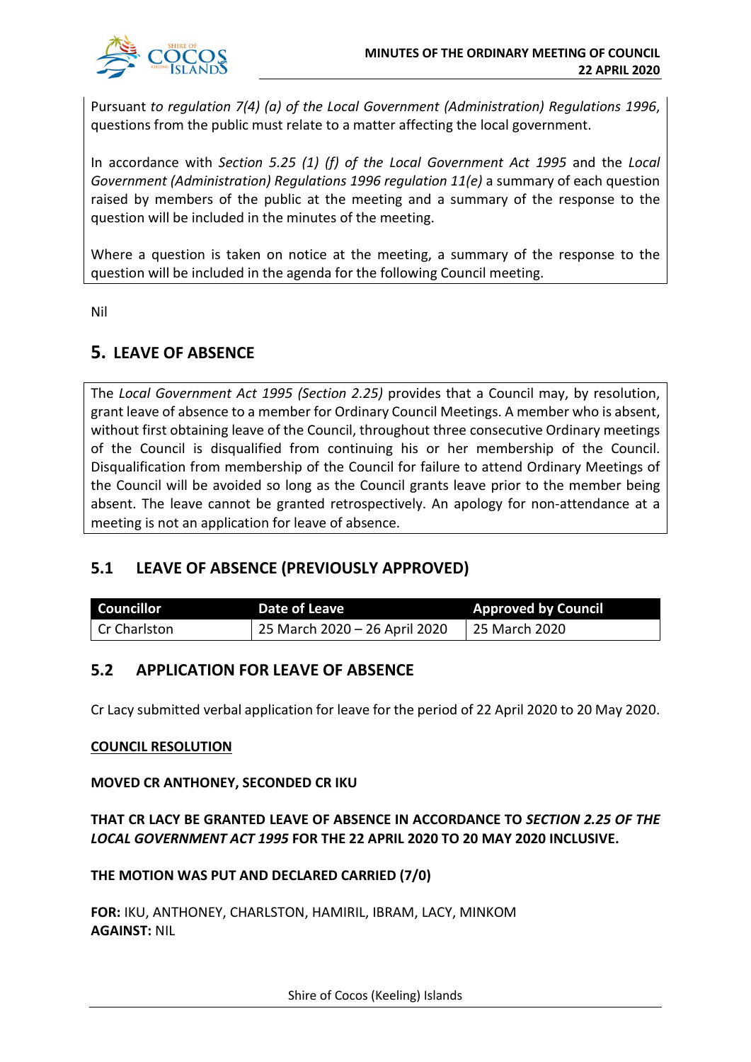Pursuant *to regulation 7(4) (a) of the Local Government (Administration) Regulations 1996*, questions from the public must relate to a matter affecting the local government.

In accordance with *Section 5.25 (1) (f) of the Local Government Act 1995* and the *Local Government (Administration) Regulations 1996 regulation 11(e)* a summary of each question raised by members of the public at the meeting and a summary of the response to the question will be included in the minutes of the meeting.

Where a question is taken on notice at the meeting, a summary of the response to the question will be included in the agenda for the following Council meeting.

Nil

## 5. LEAVE OF ABSENCE

The *Local Government Act 1995 (Section 2.25)* provides that a Council may, by resolution, grant leave of absence to a member for Ordinary Council Meetings. A member who is absent, without first obtaining leave of the Council, throughout three consecutive Ordinary meetings of the Council is disqualified from continuing his or her membership of the Council. Disqualification from membership of the Council for failure to attend Ordinary Meetings of the Council will be avoided so long as the Council grants leave prior to the member being absent. The leave cannot be granted retrospectively. An apology for non-attendance at a meeting is not an application for leave of absence.

### 5.1 LEAVE OF ABSENCE (PREVIOUSLY APPROVED)

| Councillor | Date of Leave | Approved by Council |
|---|---|---|
| Cr Charlston | 25 March 2020 – 26 April 2020 | 25 March 2020 |

### 5.2 APPLICATION FOR LEAVE OF ABSENCE

Cr Lacy submitted verbal application for leave for the period of 22 April 2020 to 20 May 2020.

**COUNCIL RESOLUTION**

**MOVED CR ANTHONEY, SECONDED CR IKU**

**THAT CR LACY BE GRANTED LEAVE OF ABSENCE IN ACCORDANCE TO *SECTION 2.25 OF THE LOCAL GOVERNMENT ACT 1995* FOR THE 22 APRIL 2020 TO 20 MAY 2020 INCLUSIVE.**

**THE MOTION WAS PUT AND DECLARED CARRIED (7/0)**

**FOR:** IKU, ANTHONEY, CHARLSTON, HAMIRIL, IBRAM, LACY, MINKOM
**AGAINST:** NIL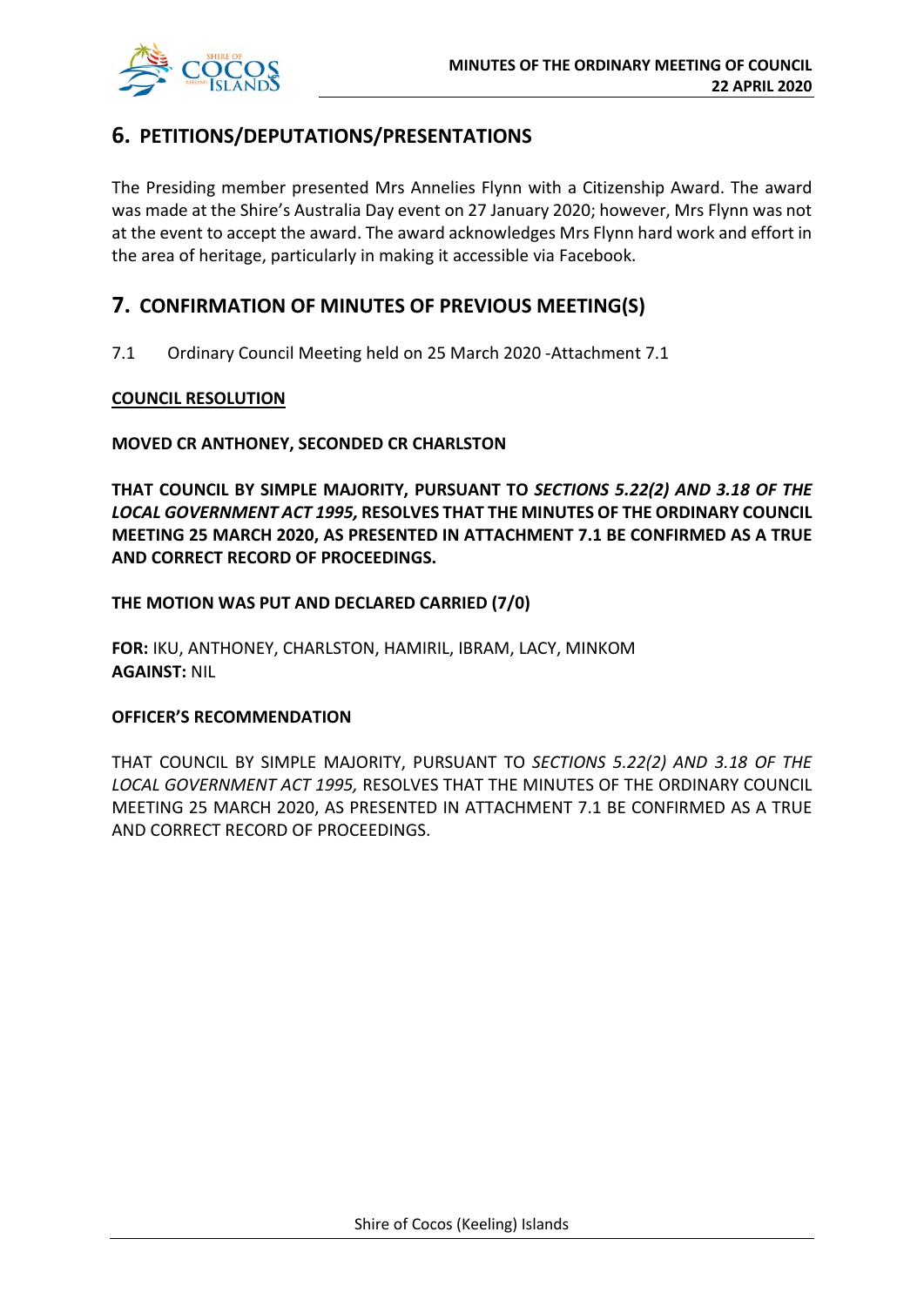## 6. PETITIONS/DEPUTATIONS/PRESENTATIONS

The Presiding member presented Mrs Annelies Flynn with a Citizenship Award. The award was made at the Shire's Australia Day event on 27 January 2020; however, Mrs Flynn was not at the event to accept the award. The award acknowledges Mrs Flynn hard work and effort in the area of heritage, particularly in making it accessible via Facebook.

## 7. CONFIRMATION OF MINUTES OF PREVIOUS MEETING(S)

7.1 Ordinary Council Meeting held on 25 March 2020 -Attachment 7.1

**COUNCIL RESOLUTION**

**MOVED CR ANTHONEY, SECONDED CR CHARLSTON**

**THAT COUNCIL BY SIMPLE MAJORITY, PURSUANT TO *SECTIONS 5.22(2) AND 3.18 OF THE LOCAL GOVERNMENT ACT 1995,* RESOLVES THAT THE MINUTES OF THE ORDINARY COUNCIL MEETING 25 MARCH 2020, AS PRESENTED IN ATTACHMENT 7.1 BE CONFIRMED AS A TRUE AND CORRECT RECORD OF PROCEEDINGS.**

**THE MOTION WAS PUT AND DECLARED CARRIED (7/0)**

**FOR:** IKU, ANTHONEY, CHARLSTON, HAMIRIL, IBRAM, LACY, MINKOM
**AGAINST:** NIL

**OFFICER'S RECOMMENDATION**

THAT COUNCIL BY SIMPLE MAJORITY, PURSUANT TO *SECTIONS 5.22(2) AND 3.18 OF THE LOCAL GOVERNMENT ACT 1995,* RESOLVES THAT THE MINUTES OF THE ORDINARY COUNCIL MEETING 25 MARCH 2020, AS PRESENTED IN ATTACHMENT 7.1 BE CONFIRMED AS A TRUE AND CORRECT RECORD OF PROCEEDINGS.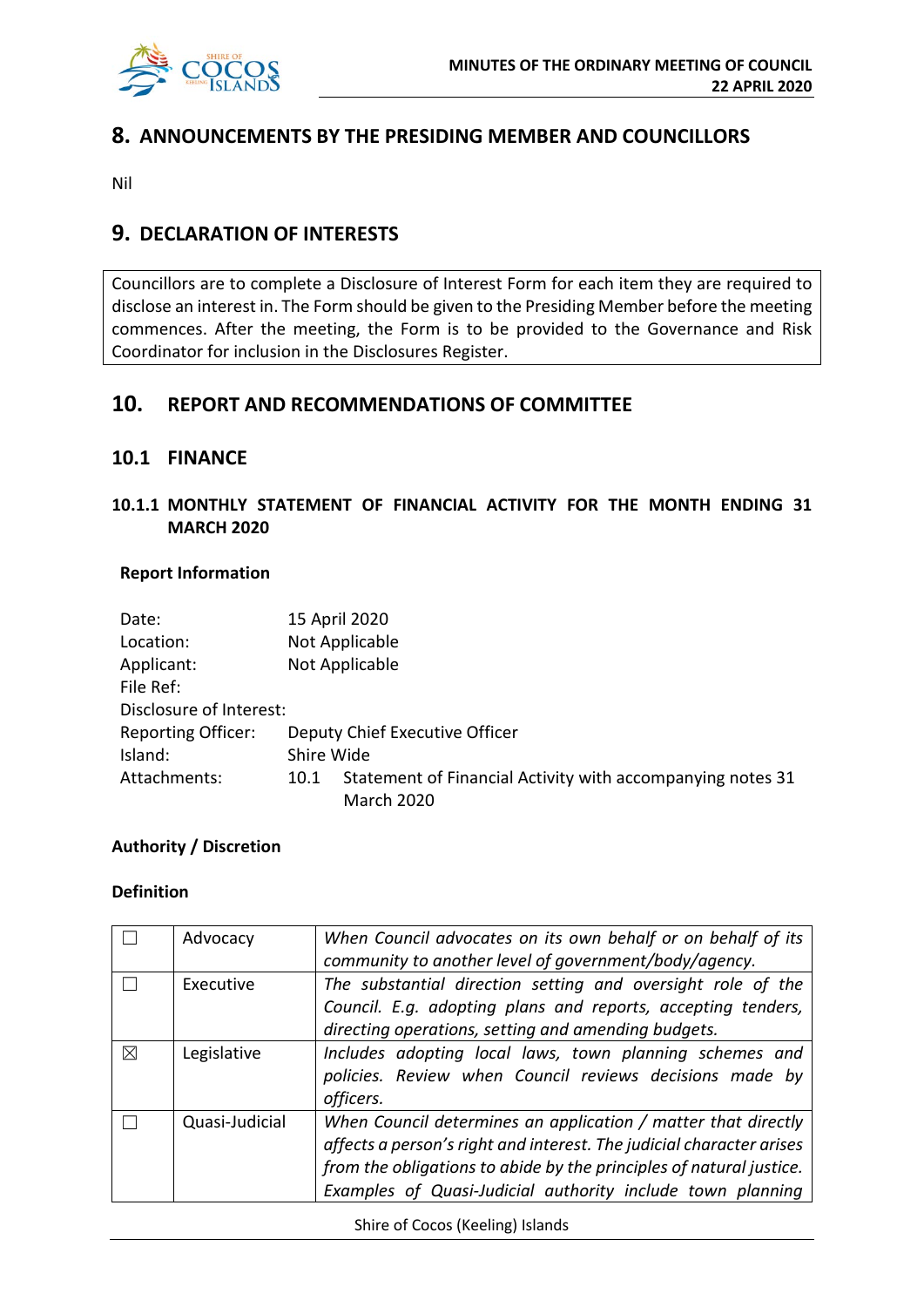## 8. ANNOUNCEMENTS BY THE PRESIDING MEMBER AND COUNCILLORS

Nil

## 9. DECLARATION OF INTERESTS

Councillors are to complete a Disclosure of Interest Form for each item they are required to disclose an interest in. The Form should be given to the Presiding Member before the meeting commences. After the meeting, the Form is to be provided to the Governance and Risk Coordinator for inclusion in the Disclosures Register.

## 10. REPORT AND RECOMMENDATIONS OF COMMITTEE

### 10.1 FINANCE

#### 10.1.1 MONTHLY STATEMENT OF FINANCIAL ACTIVITY FOR THE MONTH ENDING 31 MARCH 2020

**Report Information**

| | |
|---|---|
| Date: | 15 April 2020 |
| Location: | Not Applicable |
| Applicant: | Not Applicable |
| File Ref: | |
| Disclosure of Interest: | |
| Reporting Officer: | Deputy Chief Executive Officer |
| Island: | Shire Wide |
| Attachments: | 10.1 Statement of Financial Activity with accompanying notes 31 March 2020 |

**Authority / Discretion**

**Definition**

| | | |
|---|---|---|
| ☐ | Advocacy | *When Council advocates on its own behalf or on behalf of its community to another level of government/body/agency.* |
| ☐ | Executive | *The substantial direction setting and oversight role of the Council. E.g. adopting plans and reports, accepting tenders, directing operations, setting and amending budgets.* |
| ☒ | Legislative | *Includes adopting local laws, town planning schemes and policies. Review when Council reviews decisions made by officers.* |
| ☐ | Quasi-Judicial | *When Council determines an application / matter that directly affects a person's right and interest. The judicial character arises from the obligations to abide by the principles of natural justice. Examples of Quasi-Judicial authority include town planning* |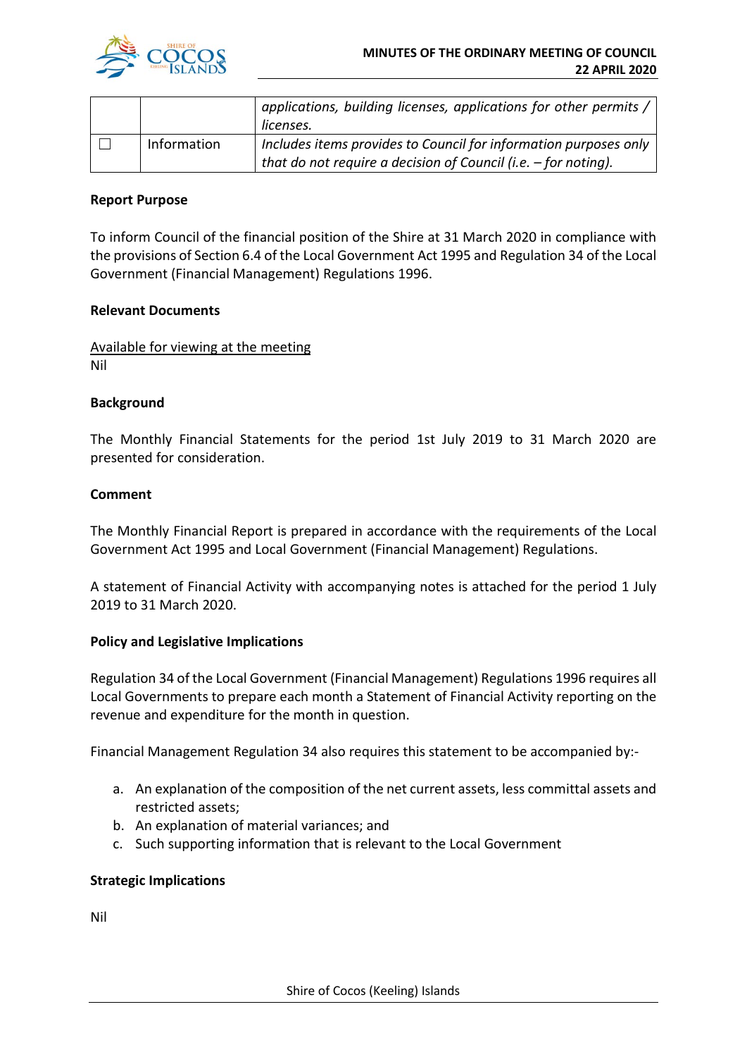|  |  | *applications, building licenses, applications for other permits / licenses.* |
|---|---|---|
| ☐ | Information | *Includes items provides to Council for information purposes only that do not require a decision of Council (i.e. – for noting).* |

**Report Purpose**

To inform Council of the financial position of the Shire at 31 March 2020 in compliance with the provisions of Section 6.4 of the Local Government Act 1995 and Regulation 34 of the Local Government (Financial Management) Regulations 1996.

**Relevant Documents**

Available for viewing at the meeting
Nil

**Background**

The Monthly Financial Statements for the period 1st July 2019 to 31 March 2020 are presented for consideration.

**Comment**

The Monthly Financial Report is prepared in accordance with the requirements of the Local Government Act 1995 and Local Government (Financial Management) Regulations.

A statement of Financial Activity with accompanying notes is attached for the period 1 July 2019 to 31 March 2020.

**Policy and Legislative Implications**

Regulation 34 of the Local Government (Financial Management) Regulations 1996 requires all Local Governments to prepare each month a Statement of Financial Activity reporting on the revenue and expenditure for the month in question.

Financial Management Regulation 34 also requires this statement to be accompanied by:-

a. An explanation of the composition of the net current assets, less committal assets and restricted assets;
b. An explanation of material variances; and
c. Such supporting information that is relevant to the Local Government

**Strategic Implications**

Nil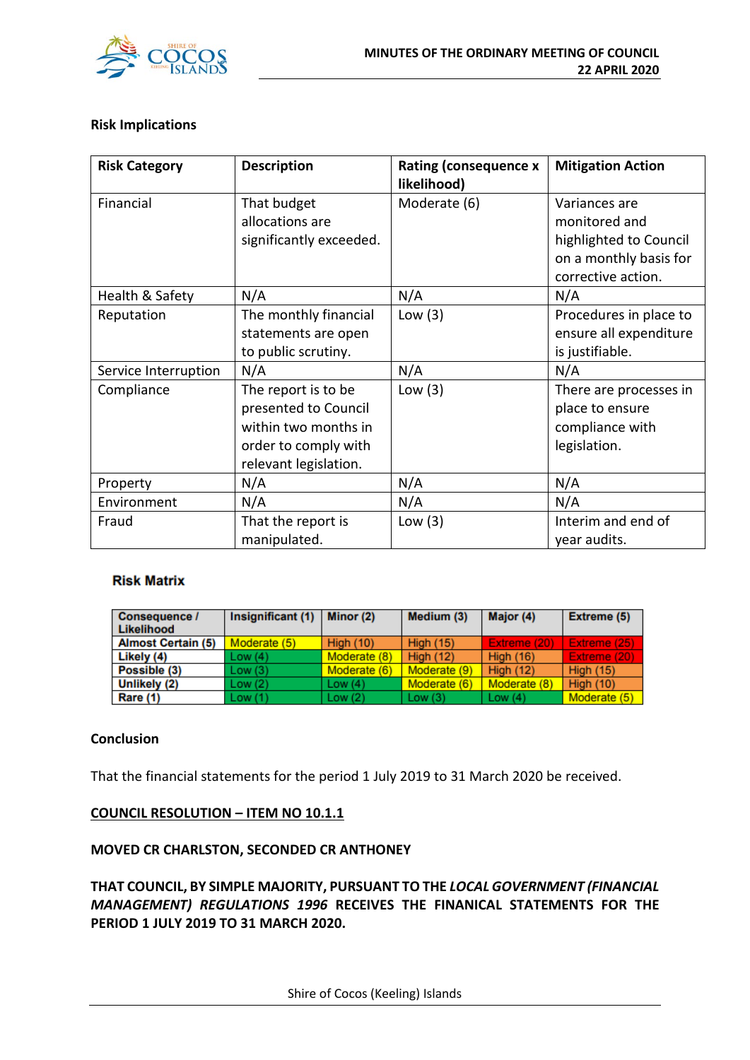**Risk Implications**

| Risk Category | Description | Rating (consequence x likelihood) | Mitigation Action |
|---|---|---|---|
| Financial | That budget allocations are significantly exceeded. | Moderate (6) | Variances are monitored and highlighted to Council on a monthly basis for corrective action. |
| Health & Safety | N/A | N/A | N/A |
| Reputation | The monthly financial statements are open to public scrutiny. | Low (3) | Procedures in place to ensure all expenditure is justifiable. |
| Service Interruption | N/A | N/A | N/A |
| Compliance | The report is to be presented to Council within two months in order to comply with relevant legislation. | Low (3) | There are processes in place to ensure compliance with legislation. |
| Property | N/A | N/A | N/A |
| Environment | N/A | N/A | N/A |
| Fraud | That the report is manipulated. | Low (3) | Interim and end of year audits. |

**Risk Matrix**

| Consequence / Likelihood | Insignificant (1) | Minor (2) | Medium (3) | Major (4) | Extreme (5) |
|---|---|---|---|---|---|
| Almost Certain (5) | Moderate (5) | High (10) | High (15) | Extreme (20) | Extreme (25) |
| Likely (4) | Low (4) | Moderate (8) | High (12) | High (16) | Extreme (20) |
| Possible (3) | Low (3) | Moderate (6) | Moderate (9) | High (12) | High (15) |
| Unlikely (2) | Low (2) | Low (4) | Moderate (6) | Moderate (8) | High (10) |
| Rare (1) | Low (1) | Low (2) | Low (3) | Low (4) | Moderate (5) |

**Conclusion**

That the financial statements for the period 1 July 2019 to 31 March 2020 be received.

**COUNCIL RESOLUTION – ITEM NO 10.1.1**

**MOVED CR CHARLSTON, SECONDED CR ANTHONEY**

**THAT COUNCIL, BY SIMPLE MAJORITY, PURSUANT TO THE *LOCAL GOVERNMENT (FINANCIAL MANAGEMENT) REGULATIONS 1996* RECEIVES THE FINANICAL STATEMENTS FOR THE PERIOD 1 JULY 2019 TO 31 MARCH 2020.**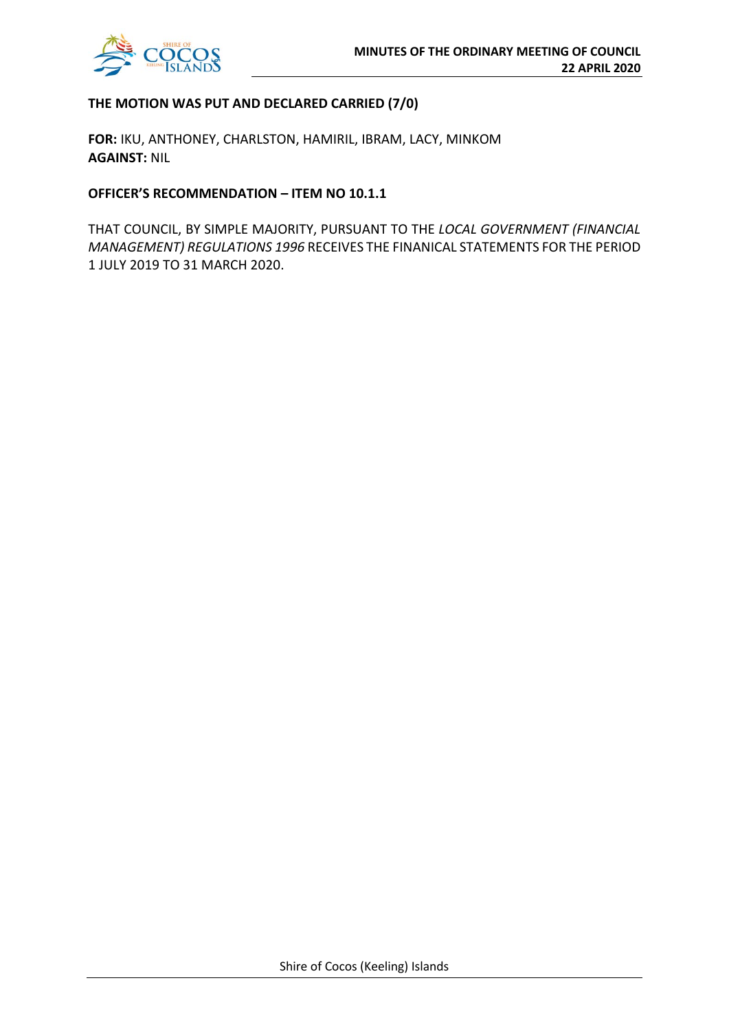**THE MOTION WAS PUT AND DECLARED CARRIED (7/0)**

**FOR:** IKU, ANTHONEY, CHARLSTON, HAMIRIL, IBRAM, LACY, MINKOM
**AGAINST:** NIL

**OFFICER'S RECOMMENDATION – ITEM NO 10.1.1**

THAT COUNCIL, BY SIMPLE MAJORITY, PURSUANT TO THE *LOCAL GOVERNMENT (FINANCIAL MANAGEMENT) REGULATIONS 1996* RECEIVES THE FINANICAL STATEMENTS FOR THE PERIOD 1 JULY 2019 TO 31 MARCH 2020.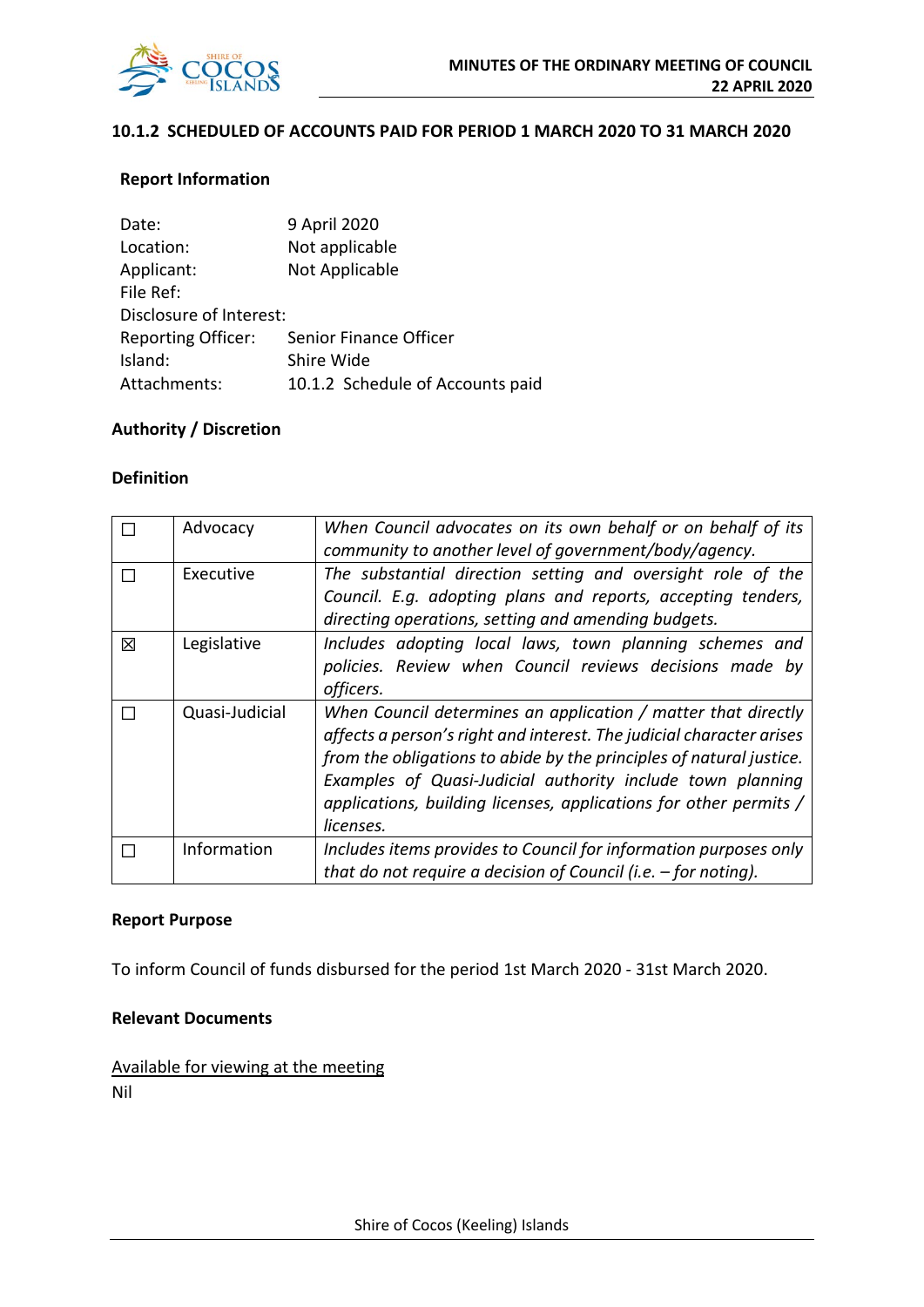## 10.1.2 SCHEDULED OF ACCOUNTS PAID FOR PERIOD 1 MARCH 2020 TO 31 MARCH 2020

### Report Information

Date: 9 April 2020
Location: Not applicable
Applicant: Not Applicable
File Ref:
Disclosure of Interest:
Reporting Officer: Senior Finance Officer
Island: Shire Wide
Attachments: 10.1.2 Schedule of Accounts paid

### Authority / Discretion

### Definition

| | | |
|---|---|---|
| ☐ | Advocacy | *When Council advocates on its own behalf or on behalf of its community to another level of government/body/agency.* |
| ☐ | Executive | *The substantial direction setting and oversight role of the Council. E.g. adopting plans and reports, accepting tenders, directing operations, setting and amending budgets.* |
| ☒ | Legislative | *Includes adopting local laws, town planning schemes and policies. Review when Council reviews decisions made by officers.* |
| ☐ | Quasi-Judicial | *When Council determines an application / matter that directly affects a person's right and interest. The judicial character arises from the obligations to abide by the principles of natural justice. Examples of Quasi-Judicial authority include town planning applications, building licenses, applications for other permits / licenses.* |
| ☐ | Information | *Includes items provides to Council for information purposes only that do not require a decision of Council (i.e. – for noting).* |

### Report Purpose

To inform Council of funds disbursed for the period 1st March 2020 - 31st March 2020.

### Relevant Documents

Available for viewing at the meeting
Nil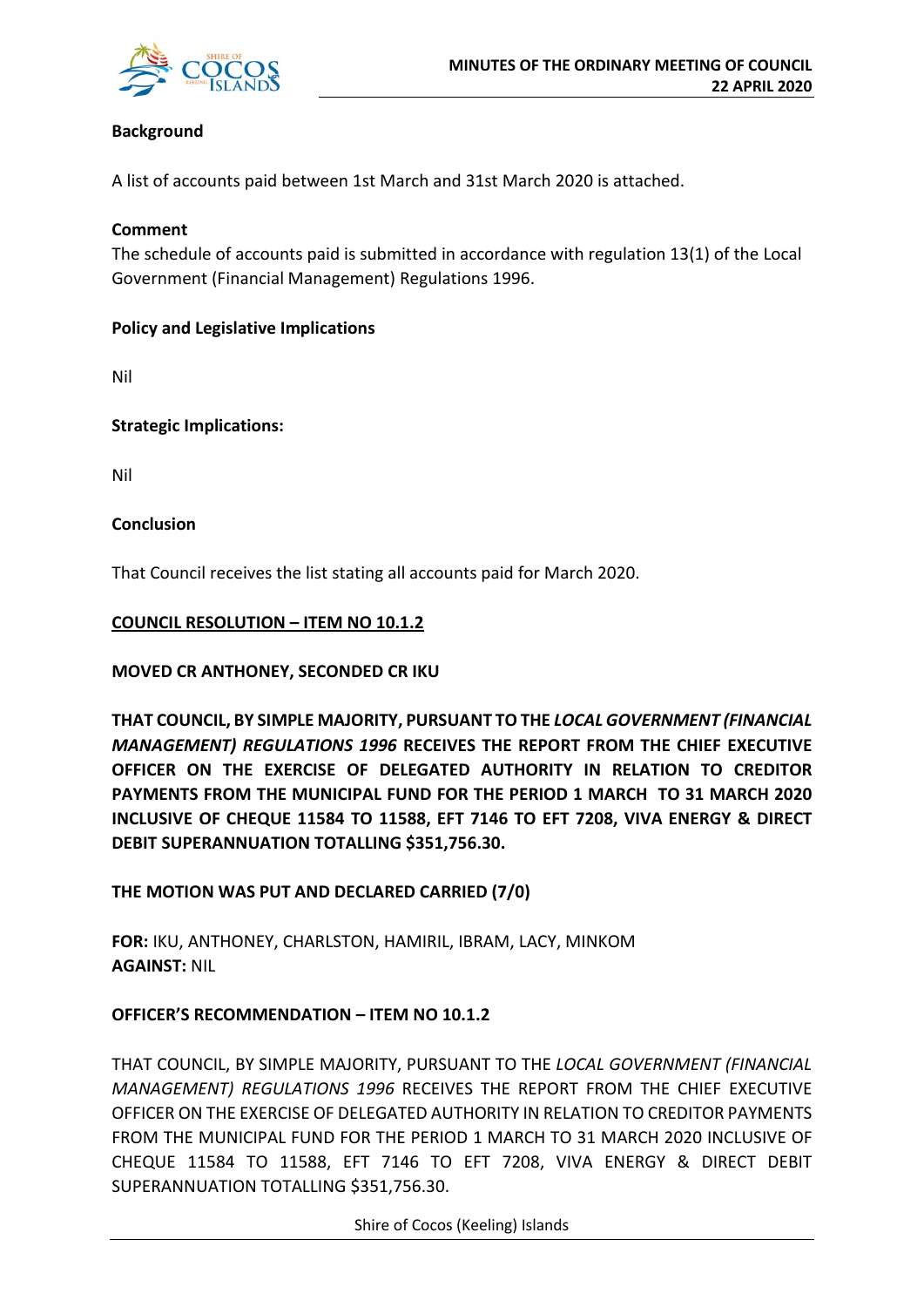**Background**

A list of accounts paid between 1st March and 31st March 2020 is attached.

**Comment**

The schedule of accounts paid is submitted in accordance with regulation 13(1) of the Local Government (Financial Management) Regulations 1996.

**Policy and Legislative Implications**

Nil

**Strategic Implications:**

Nil

**Conclusion**

That Council receives the list stating all accounts paid for March 2020.

**<u>COUNCIL RESOLUTION – ITEM NO 10.1.2</u>**

**MOVED CR ANTHONEY, SECONDED CR IKU**

**THAT COUNCIL, BY SIMPLE MAJORITY, PURSUANT TO THE *LOCAL GOVERNMENT (FINANCIAL MANAGEMENT) REGULATIONS 1996* RECEIVES THE REPORT FROM THE CHIEF EXECUTIVE OFFICER ON THE EXERCISE OF DELEGATED AUTHORITY IN RELATION TO CREDITOR PAYMENTS FROM THE MUNICIPAL FUND FOR THE PERIOD 1 MARCH TO 31 MARCH 2020 INCLUSIVE OF CHEQUE 11584 TO 11588, EFT 7146 TO EFT 7208, VIVA ENERGY & DIRECT DEBIT SUPERANNUATION TOTALLING $351,756.30.**

**THE MOTION WAS PUT AND DECLARED CARRIED (7/0)**

**FOR:** IKU, ANTHONEY, CHARLSTON, HAMIRIL, IBRAM, LACY, MINKOM
**AGAINST:** NIL

**OFFICER'S RECOMMENDATION – ITEM NO 10.1.2**

THAT COUNCIL, BY SIMPLE MAJORITY, PURSUANT TO THE *LOCAL GOVERNMENT (FINANCIAL MANAGEMENT) REGULATIONS 1996* RECEIVES THE REPORT FROM THE CHIEF EXECUTIVE OFFICER ON THE EXERCISE OF DELEGATED AUTHORITY IN RELATION TO CREDITOR PAYMENTS FROM THE MUNICIPAL FUND FOR THE PERIOD 1 MARCH TO 31 MARCH 2020 INCLUSIVE OF CHEQUE 11584 TO 11588, EFT 7146 TO EFT 7208, VIVA ENERGY & DIRECT DEBIT SUPERANNUATION TOTALLING $351,756.30.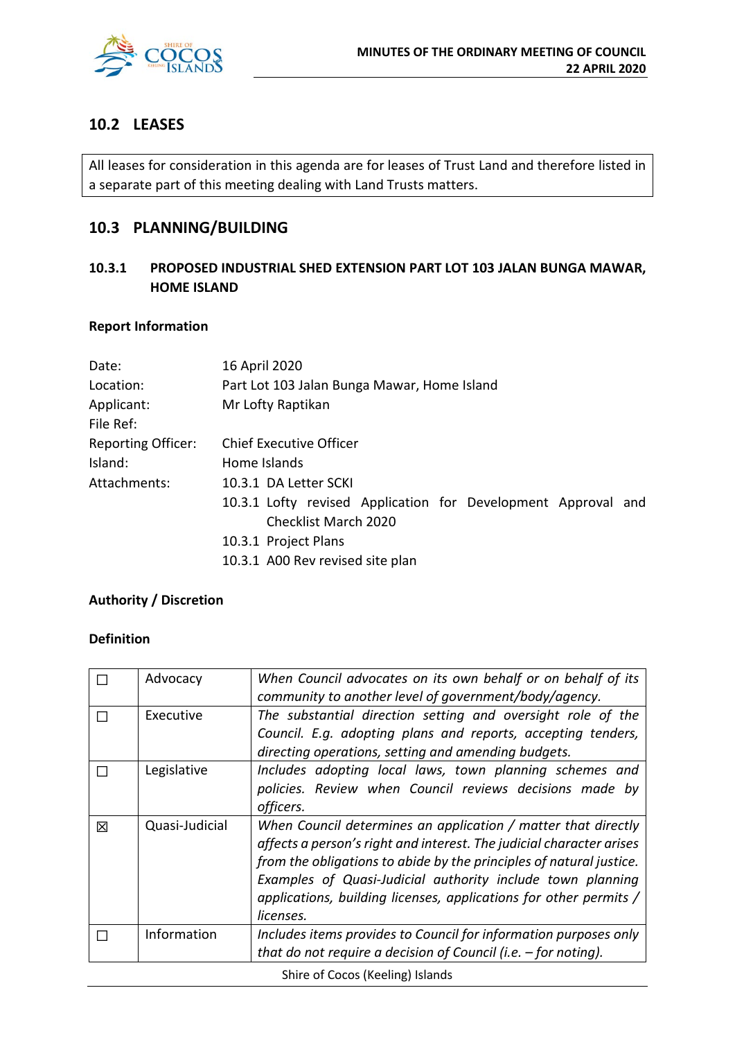## 10.2 LEASES

| All leases for consideration in this agenda are for leases of Trust Land and therefore listed in a separate part of this meeting dealing with Land Trusts matters. |
|---|

## 10.3 PLANNING/BUILDING

### 10.3.1 PROPOSED INDUSTRIAL SHED EXTENSION PART LOT 103 JALAN BUNGA MAWAR, HOME ISLAND

**Report Information**

| | |
|---|---|
| Date: | 16 April 2020 |
| Location: | Part Lot 103 Jalan Bunga Mawar, Home Island |
| Applicant: | Mr Lofty Raptikan |
| File Ref: | |
| Reporting Officer: | Chief Executive Officer |
| Island: | Home Islands |
| Attachments: | 10.3.1 DA Letter SCKI |
| | 10.3.1 Lofty revised Application for Development Approval and Checklist March 2020 |
| | 10.3.1 Project Plans |
| | 10.3.1 A00 Rev revised site plan |

**Authority / Discretion**

**Definition**

| | | |
|---|---|---|
| ☐ | Advocacy | *When Council advocates on its own behalf or on behalf of its community to another level of government/body/agency.* |
| ☐ | Executive | *The substantial direction setting and oversight role of the Council. E.g. adopting plans and reports, accepting tenders, directing operations, setting and amending budgets.* |
| ☐ | Legislative | *Includes adopting local laws, town planning schemes and policies. Review when Council reviews decisions made by officers.* |
| ☒ | Quasi-Judicial | *When Council determines an application / matter that directly affects a person's right and interest. The judicial character arises from the obligations to abide by the principles of natural justice. Examples of Quasi-Judicial authority include town planning applications, building licenses, applications for other permits / licenses.* |
| ☐ | Information | *Includes items provides to Council for information purposes only that do not require a decision of Council (i.e. – for noting).* |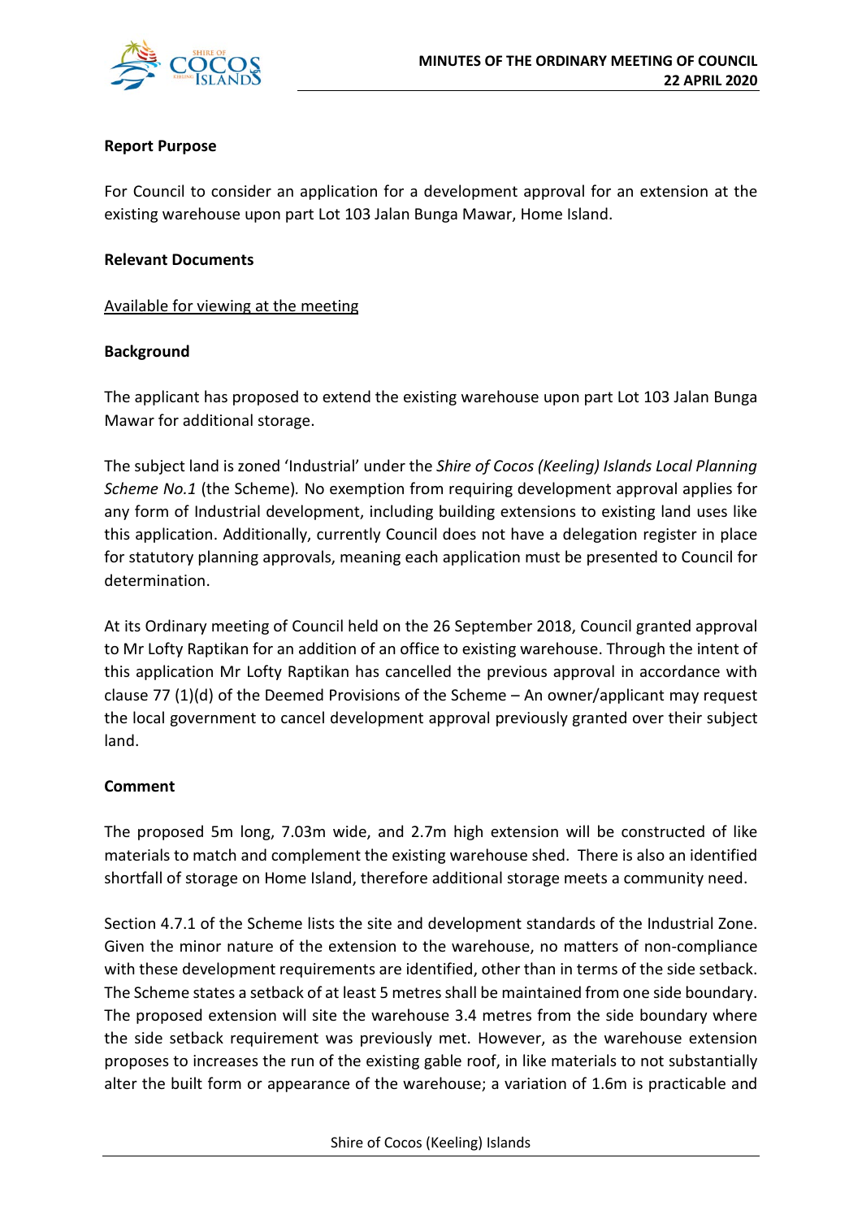**Report Purpose**

For Council to consider an application for a development approval for an extension at the existing warehouse upon part Lot 103 Jalan Bunga Mawar, Home Island.

**Relevant Documents**

Available for viewing at the meeting

**Background**

The applicant has proposed to extend the existing warehouse upon part Lot 103 Jalan Bunga Mawar for additional storage.

The subject land is zoned 'Industrial' under the *Shire of Cocos (Keeling) Islands Local Planning Scheme No.1* (the Scheme). No exemption from requiring development approval applies for any form of Industrial development, including building extensions to existing land uses like this application. Additionally, currently Council does not have a delegation register in place for statutory planning approvals, meaning each application must be presented to Council for determination.

At its Ordinary meeting of Council held on the 26 September 2018, Council granted approval to Mr Lofty Raptikan for an addition of an office to existing warehouse. Through the intent of this application Mr Lofty Raptikan has cancelled the previous approval in accordance with clause 77 (1)(d) of the Deemed Provisions of the Scheme – An owner/applicant may request the local government to cancel development approval previously granted over their subject land.

**Comment**

The proposed 5m long, 7.03m wide, and 2.7m high extension will be constructed of like materials to match and complement the existing warehouse shed. There is also an identified shortfall of storage on Home Island, therefore additional storage meets a community need.

Section 4.7.1 of the Scheme lists the site and development standards of the Industrial Zone. Given the minor nature of the extension to the warehouse, no matters of non-compliance with these development requirements are identified, other than in terms of the side setback. The Scheme states a setback of at least 5 metres shall be maintained from one side boundary. The proposed extension will site the warehouse 3.4 metres from the side boundary where the side setback requirement was previously met. However, as the warehouse extension proposes to increases the run of the existing gable roof, in like materials to not substantially alter the built form or appearance of the warehouse; a variation of 1.6m is practicable and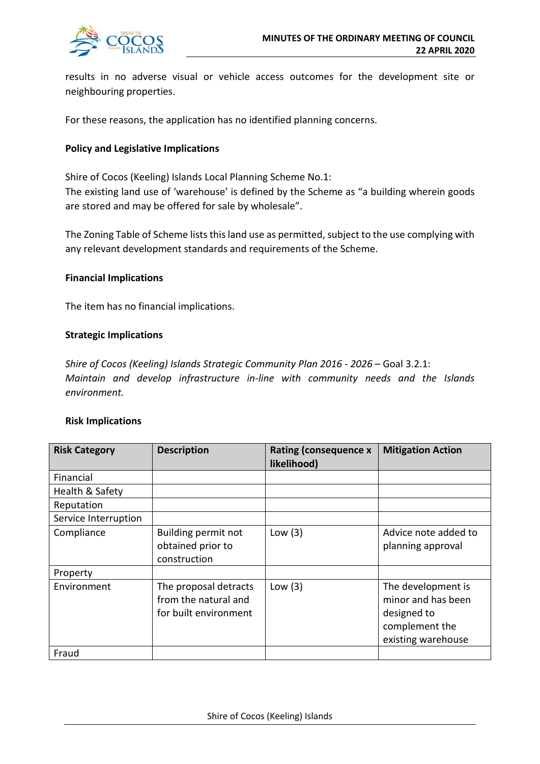results in no adverse visual or vehicle access outcomes for the development site or neighbouring properties.

For these reasons, the application has no identified planning concerns.

**Policy and Legislative Implications**

Shire of Cocos (Keeling) Islands Local Planning Scheme No.1:
The existing land use of 'warehouse' is defined by the Scheme as "a building wherein goods are stored and may be offered for sale by wholesale".

The Zoning Table of Scheme lists this land use as permitted, subject to the use complying with any relevant development standards and requirements of the Scheme.

**Financial Implications**

The item has no financial implications.

**Strategic Implications**

*Shire of Cocos (Keeling) Islands Strategic Community Plan 2016 - 2026* – Goal 3.2.1:
*Maintain and develop infrastructure in-line with community needs and the Islands environment.*

**Risk Implications**

| Risk Category | Description | Rating (consequence x likelihood) | Mitigation Action |
|---|---|---|---|
| Financial | | | |
| Health & Safety | | | |
| Reputation | | | |
| Service Interruption | | | |
| Compliance | Building permit not obtained prior to construction | Low (3) | Advice note added to planning approval |
| Property | | | |
| Environment | The proposal detracts from the natural and for built environment | Low (3) | The development is minor and has been designed to complement the existing warehouse |
| Fraud | | | |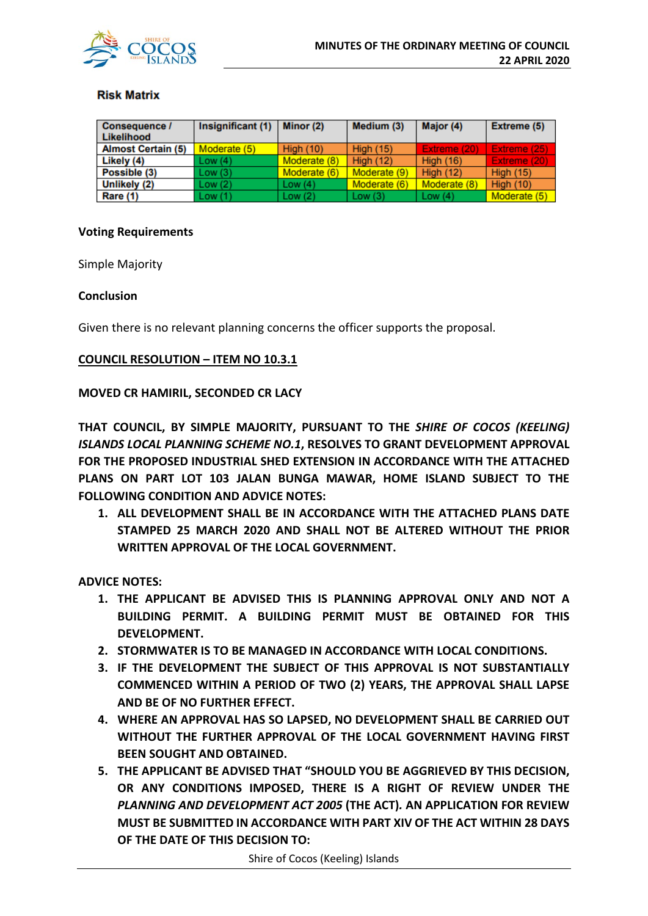### Risk Matrix

| Consequence / Likelihood | Insignificant (1) | Minor (2) | Medium (3) | Major (4) | Extreme (5) |
|---|---|---|---|---|---|
| Almost Certain (5) | Moderate (5) | High (10) | High (15) | Extreme (20) | Extreme (25) |
| Likely (4) | Low (4) | Moderate (8) | High (12) | High (16) | Extreme (20) |
| Possible (3) | Low (3) | Moderate (6) | Moderate (9) | High (12) | High (15) |
| Unlikely (2) | Low (2) | Low (4) | Moderate (6) | Moderate (8) | High (10) |
| Rare (1) | Low (1) | Low (2) | Low (3) | Low (4) | Moderate (5) |

**Voting Requirements**

Simple Majority

**Conclusion**

Given there is no relevant planning concerns the officer supports the proposal.

**COUNCIL RESOLUTION – ITEM NO 10.3.1**

**MOVED CR HAMIRIL, SECONDED CR LACY**

**THAT COUNCIL, BY SIMPLE MAJORITY, PURSUANT TO THE *SHIRE OF COCOS (KEELING) ISLANDS LOCAL PLANNING SCHEME NO.1*, RESOLVES TO GRANT DEVELOPMENT APPROVAL FOR THE PROPOSED INDUSTRIAL SHED EXTENSION IN ACCORDANCE WITH THE ATTACHED PLANS ON PART LOT 103 JALAN BUNGA MAWAR, HOME ISLAND SUBJECT TO THE FOLLOWING CONDITION AND ADVICE NOTES:**

1. **ALL DEVELOPMENT SHALL BE IN ACCORDANCE WITH THE ATTACHED PLANS DATE STAMPED 25 MARCH 2020 AND SHALL NOT BE ALTERED WITHOUT THE PRIOR WRITTEN APPROVAL OF THE LOCAL GOVERNMENT.**

**ADVICE NOTES:**

1. **THE APPLICANT BE ADVISED THIS IS PLANNING APPROVAL ONLY AND NOT A BUILDING PERMIT. A BUILDING PERMIT MUST BE OBTAINED FOR THIS DEVELOPMENT.**
2. **STORMWATER IS TO BE MANAGED IN ACCORDANCE WITH LOCAL CONDITIONS.**
3. **IF THE DEVELOPMENT THE SUBJECT OF THIS APPROVAL IS NOT SUBSTANTIALLY COMMENCED WITHIN A PERIOD OF TWO (2) YEARS, THE APPROVAL SHALL LAPSE AND BE OF NO FURTHER EFFECT.**
4. **WHERE AN APPROVAL HAS SO LAPSED, NO DEVELOPMENT SHALL BE CARRIED OUT WITHOUT THE FURTHER APPROVAL OF THE LOCAL GOVERNMENT HAVING FIRST BEEN SOUGHT AND OBTAINED.**
5. **THE APPLICANT BE ADVISED THAT "SHOULD YOU BE AGGRIEVED BY THIS DECISION, OR ANY CONDITIONS IMPOSED, THERE IS A RIGHT OF REVIEW UNDER THE *PLANNING AND DEVELOPMENT ACT 2005* (THE ACT). AN APPLICATION FOR REVIEW MUST BE SUBMITTED IN ACCORDANCE WITH PART XIV OF THE ACT WITHIN 28 DAYS OF THE DATE OF THIS DECISION TO:**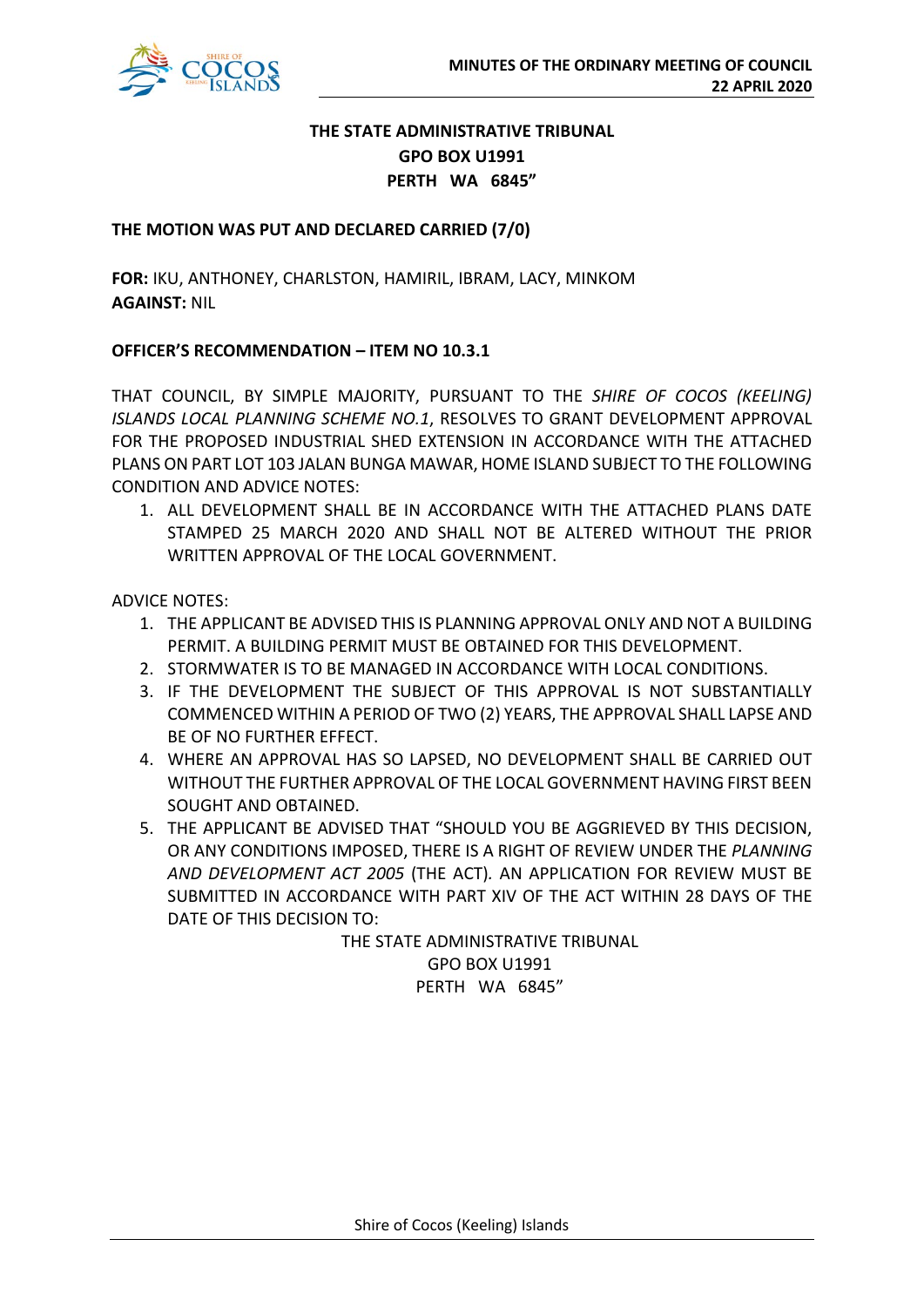**THE STATE ADMINISTRATIVE TRIBUNAL**
**GPO BOX U1991**
**PERTH WA 6845"**

**THE MOTION WAS PUT AND DECLARED CARRIED (7/0)**

**FOR:** IKU, ANTHONEY, CHARLSTON, HAMIRIL, IBRAM, LACY, MINKOM
**AGAINST:** NIL

**OFFICER'S RECOMMENDATION – ITEM NO 10.3.1**

THAT COUNCIL, BY SIMPLE MAJORITY, PURSUANT TO THE *SHIRE OF COCOS (KEELING) ISLANDS LOCAL PLANNING SCHEME NO.1*, RESOLVES TO GRANT DEVELOPMENT APPROVAL FOR THE PROPOSED INDUSTRIAL SHED EXTENSION IN ACCORDANCE WITH THE ATTACHED PLANS ON PART LOT 103 JALAN BUNGA MAWAR, HOME ISLAND SUBJECT TO THE FOLLOWING CONDITION AND ADVICE NOTES:

1. ALL DEVELOPMENT SHALL BE IN ACCORDANCE WITH THE ATTACHED PLANS DATE STAMPED 25 MARCH 2020 AND SHALL NOT BE ALTERED WITHOUT THE PRIOR WRITTEN APPROVAL OF THE LOCAL GOVERNMENT.

ADVICE NOTES:

1. THE APPLICANT BE ADVISED THIS IS PLANNING APPROVAL ONLY AND NOT A BUILDING PERMIT. A BUILDING PERMIT MUST BE OBTAINED FOR THIS DEVELOPMENT.
2. STORMWATER IS TO BE MANAGED IN ACCORDANCE WITH LOCAL CONDITIONS.
3. IF THE DEVELOPMENT THE SUBJECT OF THIS APPROVAL IS NOT SUBSTANTIALLY COMMENCED WITHIN A PERIOD OF TWO (2) YEARS, THE APPROVAL SHALL LAPSE AND BE OF NO FURTHER EFFECT.
4. WHERE AN APPROVAL HAS SO LAPSED, NO DEVELOPMENT SHALL BE CARRIED OUT WITHOUT THE FURTHER APPROVAL OF THE LOCAL GOVERNMENT HAVING FIRST BEEN SOUGHT AND OBTAINED.
5. THE APPLICANT BE ADVISED THAT "SHOULD YOU BE AGGRIEVED BY THIS DECISION, OR ANY CONDITIONS IMPOSED, THERE IS A RIGHT OF REVIEW UNDER THE *PLANNING AND DEVELOPMENT ACT 2005* (THE ACT). AN APPLICATION FOR REVIEW MUST BE SUBMITTED IN ACCORDANCE WITH PART XIV OF THE ACT WITHIN 28 DAYS OF THE DATE OF THIS DECISION TO:

   THE STATE ADMINISTRATIVE TRIBUNAL
   GPO BOX U1991
   PERTH WA 6845"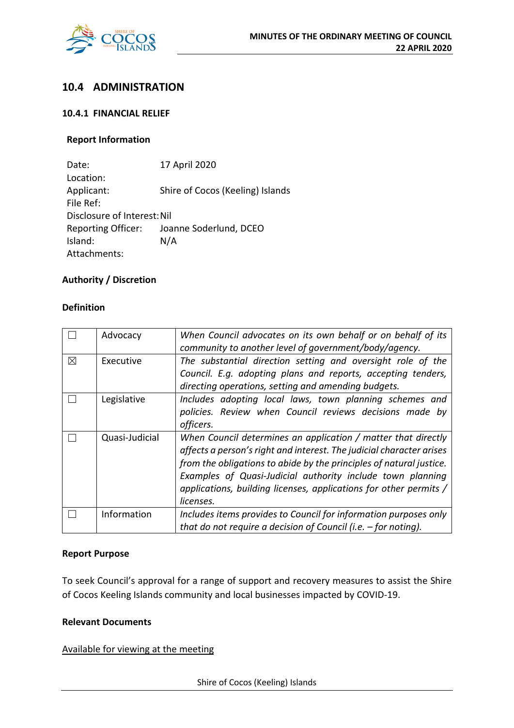## 10.4 ADMINISTRATION

### 10.4.1 FINANCIAL RELIEF

**Report Information**

Date: 17 April 2020
Location:
Applicant: Shire of Cocos (Keeling) Islands
File Ref:
Disclosure of Interest: Nil
Reporting Officer: Joanne Soderlund, DCEO
Island: N/A
Attachments:

**Authority / Discretion**

**Definition**

| | | |
|---|---|---|
| ☐ | Advocacy | *When Council advocates on its own behalf or on behalf of its community to another level of government/body/agency.* |
| ☒ | Executive | *The substantial direction setting and oversight role of the Council. E.g. adopting plans and reports, accepting tenders, directing operations, setting and amending budgets.* |
| ☐ | Legislative | *Includes adopting local laws, town planning schemes and policies. Review when Council reviews decisions made by officers.* |
| ☐ | Quasi-Judicial | *When Council determines an application / matter that directly affects a person's right and interest. The judicial character arises from the obligations to abide by the principles of natural justice. Examples of Quasi-Judicial authority include town planning applications, building licenses, applications for other permits / licenses.* |
| ☐ | Information | *Includes items provides to Council for information purposes only that do not require a decision of Council (i.e. – for noting).* |

**Report Purpose**

To seek Council's approval for a range of support and recovery measures to assist the Shire of Cocos Keeling Islands community and local businesses impacted by COVID-19.

**Relevant Documents**

Available for viewing at the meeting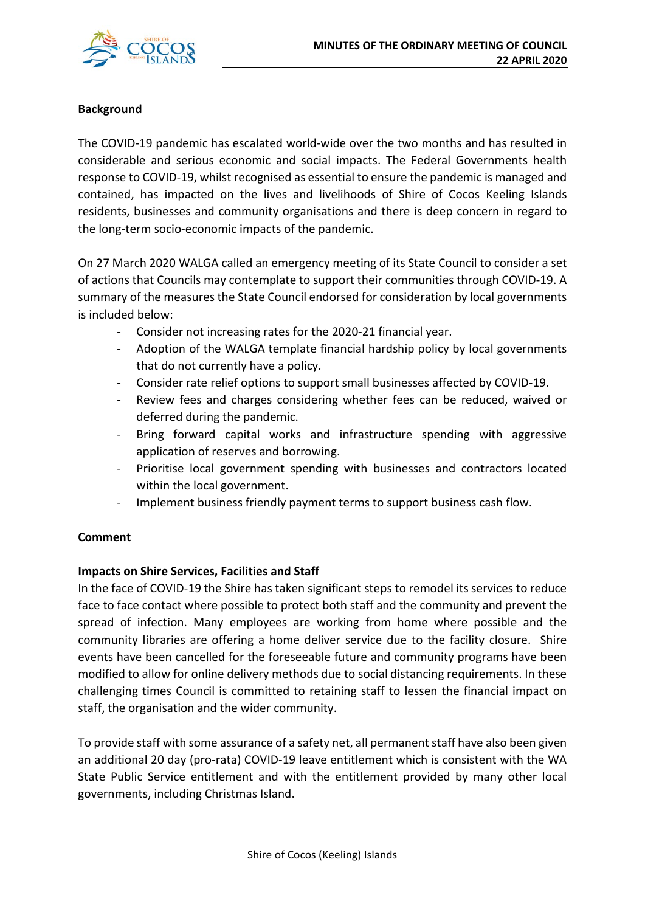**Background**

The COVID-19 pandemic has escalated world-wide over the two months and has resulted in considerable and serious economic and social impacts. The Federal Governments health response to COVID-19, whilst recognised as essential to ensure the pandemic is managed and contained, has impacted on the lives and livelihoods of Shire of Cocos Keeling Islands residents, businesses and community organisations and there is deep concern in regard to the long-term socio-economic impacts of the pandemic.

On 27 March 2020 WALGA called an emergency meeting of its State Council to consider a set of actions that Councils may contemplate to support their communities through COVID-19. A summary of the measures the State Council endorsed for consideration by local governments is included below:

- Consider not increasing rates for the 2020-21 financial year.
- Adoption of the WALGA template financial hardship policy by local governments that do not currently have a policy.
- Consider rate relief options to support small businesses affected by COVID-19.
- Review fees and charges considering whether fees can be reduced, waived or deferred during the pandemic.
- Bring forward capital works and infrastructure spending with aggressive application of reserves and borrowing.
- Prioritise local government spending with businesses and contractors located within the local government.
- Implement business friendly payment terms to support business cash flow.

**Comment**

**Impacts on Shire Services, Facilities and Staff**

In the face of COVID-19 the Shire has taken significant steps to remodel its services to reduce face to face contact where possible to protect both staff and the community and prevent the spread of infection. Many employees are working from home where possible and the community libraries are offering a home deliver service due to the facility closure. Shire events have been cancelled for the foreseeable future and community programs have been modified to allow for online delivery methods due to social distancing requirements. In these challenging times Council is committed to retaining staff to lessen the financial impact on staff, the organisation and the wider community.

To provide staff with some assurance of a safety net, all permanent staff have also been given an additional 20 day (pro-rata) COVID-19 leave entitlement which is consistent with the WA State Public Service entitlement and with the entitlement provided by many other local governments, including Christmas Island.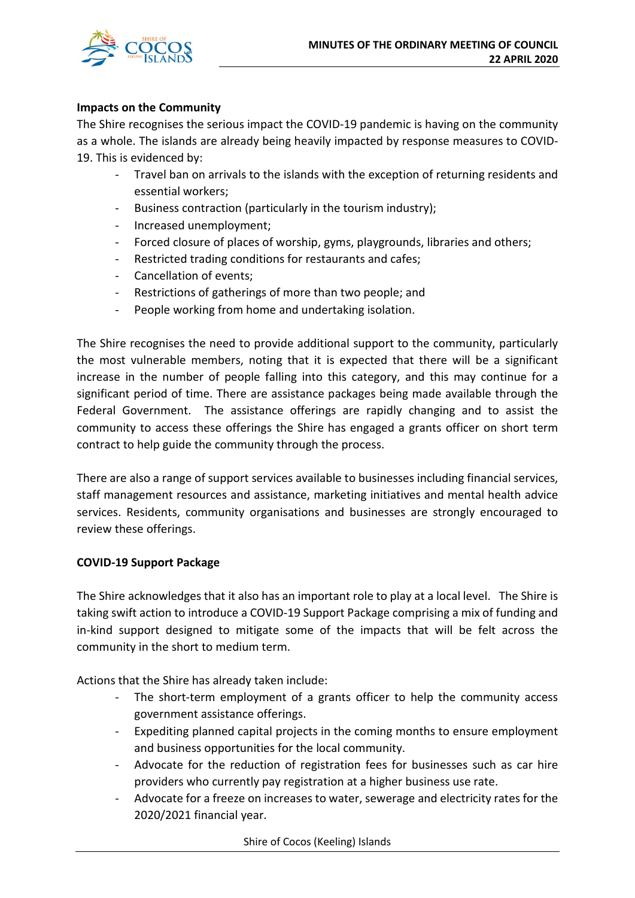**Impacts on the Community**

The Shire recognises the serious impact the COVID-19 pandemic is having on the community as a whole. The islands are already being heavily impacted by response measures to COVID-19. This is evidenced by:

- Travel ban on arrivals to the islands with the exception of returning residents and essential workers;
- Business contraction (particularly in the tourism industry);
- Increased unemployment;
- Forced closure of places of worship, gyms, playgrounds, libraries and others;
- Restricted trading conditions for restaurants and cafes;
- Cancellation of events;
- Restrictions of gatherings of more than two people; and
- People working from home and undertaking isolation.

The Shire recognises the need to provide additional support to the community, particularly the most vulnerable members, noting that it is expected that there will be a significant increase in the number of people falling into this category, and this may continue for a significant period of time. There are assistance packages being made available through the Federal Government. The assistance offerings are rapidly changing and to assist the community to access these offerings the Shire has engaged a grants officer on short term contract to help guide the community through the process.

There are also a range of support services available to businesses including financial services, staff management resources and assistance, marketing initiatives and mental health advice services. Residents, community organisations and businesses are strongly encouraged to review these offerings.

**COVID-19 Support Package**

The Shire acknowledges that it also has an important role to play at a local level. The Shire is taking swift action to introduce a COVID-19 Support Package comprising a mix of funding and in-kind support designed to mitigate some of the impacts that will be felt across the community in the short to medium term.

Actions that the Shire has already taken include:

- The short-term employment of a grants officer to help the community access government assistance offerings.
- Expediting planned capital projects in the coming months to ensure employment and business opportunities for the local community.
- Advocate for the reduction of registration fees for businesses such as car hire providers who currently pay registration at a higher business use rate.
- Advocate for a freeze on increases to water, sewerage and electricity rates for the 2020/2021 financial year.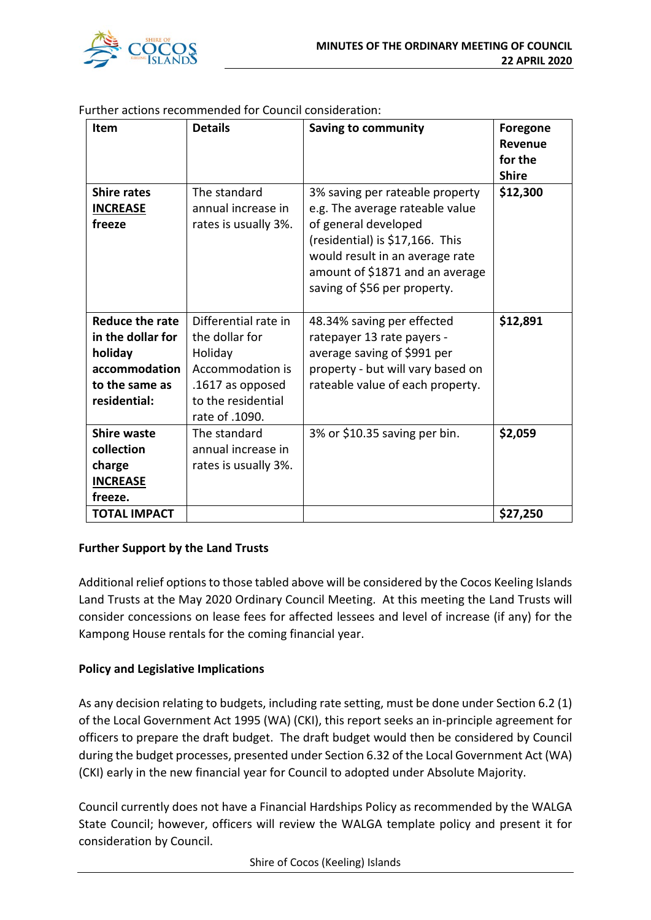Further actions recommended for Council consideration:

| Item | Details | Saving to community | Foregone Revenue for the Shire |
|---|---|---|---|
| **Shire rates <u>INCREASE</u> freeze** | The standard annual increase in rates is usually 3%. | 3% saving per rateable property e.g. The average rateable value of general developed (residential) is $17,166. This would result in an average rate amount of $1871 and an average saving of $56 per property. | **$12,300** |
| **Reduce the rate in the dollar for holiday accommodation to the same as residential:** | Differential rate in the dollar for Holiday Accommodation is .1617 as opposed to the residential rate of .1090. | 48.34% saving per effected ratepayer 13 rate payers - average saving of $991 per property - but will vary based on rateable value of each property. | **$12,891** |
| **Shire waste collection charge <u>INCREASE</u> freeze.** | The standard annual increase in rates is usually 3%. | 3% or $10.35 saving per bin. | **$2,059** |
| **TOTAL IMPACT** | | | **$27,250** |

**Further Support by the Land Trusts**

Additional relief options to those tabled above will be considered by the Cocos Keeling Islands Land Trusts at the May 2020 Ordinary Council Meeting. At this meeting the Land Trusts will consider concessions on lease fees for affected lessees and level of increase (if any) for the Kampong House rentals for the coming financial year.

**Policy and Legislative Implications**

As any decision relating to budgets, including rate setting, must be done under Section 6.2 (1) of the Local Government Act 1995 (WA) (CKI), this report seeks an in-principle agreement for officers to prepare the draft budget. The draft budget would then be considered by Council during the budget processes, presented under Section 6.32 of the Local Government Act (WA) (CKI) early in the new financial year for Council to adopted under Absolute Majority.

Council currently does not have a Financial Hardships Policy as recommended by the WALGA State Council; however, officers will review the WALGA template policy and present it for consideration by Council.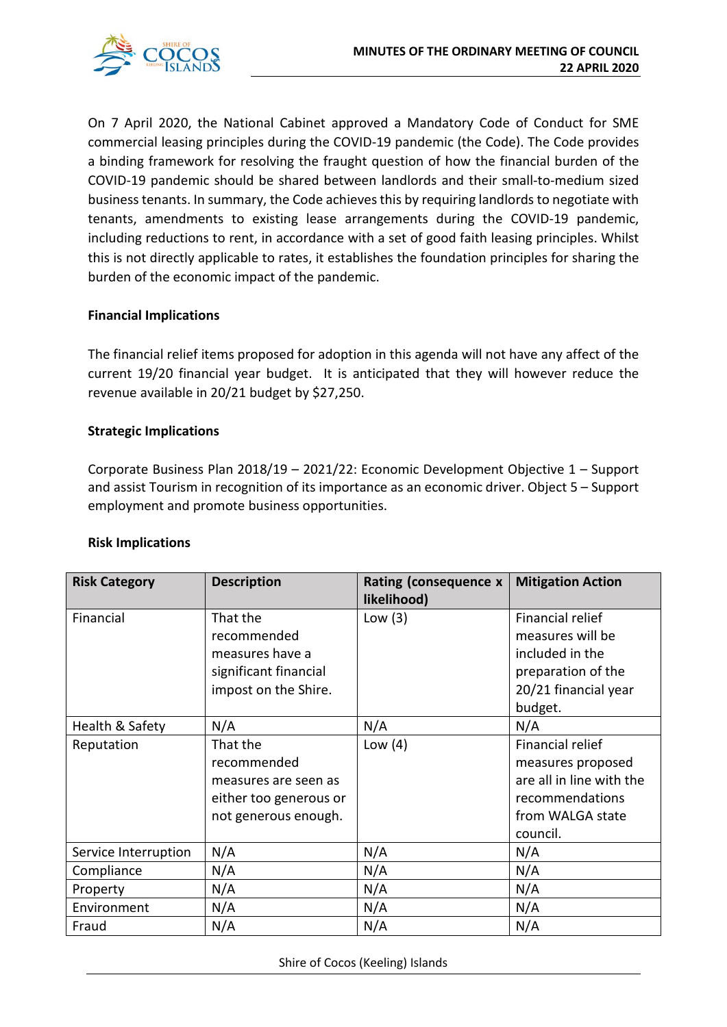On 7 April 2020, the National Cabinet approved a Mandatory Code of Conduct for SME commercial leasing principles during the COVID-19 pandemic (the Code). The Code provides a binding framework for resolving the fraught question of how the financial burden of the COVID-19 pandemic should be shared between landlords and their small-to-medium sized business tenants. In summary, the Code achieves this by requiring landlords to negotiate with tenants, amendments to existing lease arrangements during the COVID-19 pandemic, including reductions to rent, in accordance with a set of good faith leasing principles. Whilst this is not directly applicable to rates, it establishes the foundation principles for sharing the burden of the economic impact of the pandemic.

**Financial Implications**

The financial relief items proposed for adoption in this agenda will not have any affect of the current 19/20 financial year budget. It is anticipated that they will however reduce the revenue available in 20/21 budget by $27,250.

**Strategic Implications**

Corporate Business Plan 2018/19 – 2021/22: Economic Development Objective 1 – Support and assist Tourism in recognition of its importance as an economic driver. Object 5 – Support employment and promote business opportunities.

**Risk Implications**

| Risk Category | Description | Rating (consequence x likelihood) | Mitigation Action |
|---|---|---|---|
| Financial | That the recommended measures have a significant financial impost on the Shire. | Low (3) | Financial relief measures will be included in the preparation of the 20/21 financial year budget. |
| Health & Safety | N/A | N/A | N/A |
| Reputation | That the recommended measures are seen as either too generous or not generous enough. | Low (4) | Financial relief measures proposed are all in line with the recommendations from WALGA state council. |
| Service Interruption | N/A | N/A | N/A |
| Compliance | N/A | N/A | N/A |
| Property | N/A | N/A | N/A |
| Environment | N/A | N/A | N/A |
| Fraud | N/A | N/A | N/A |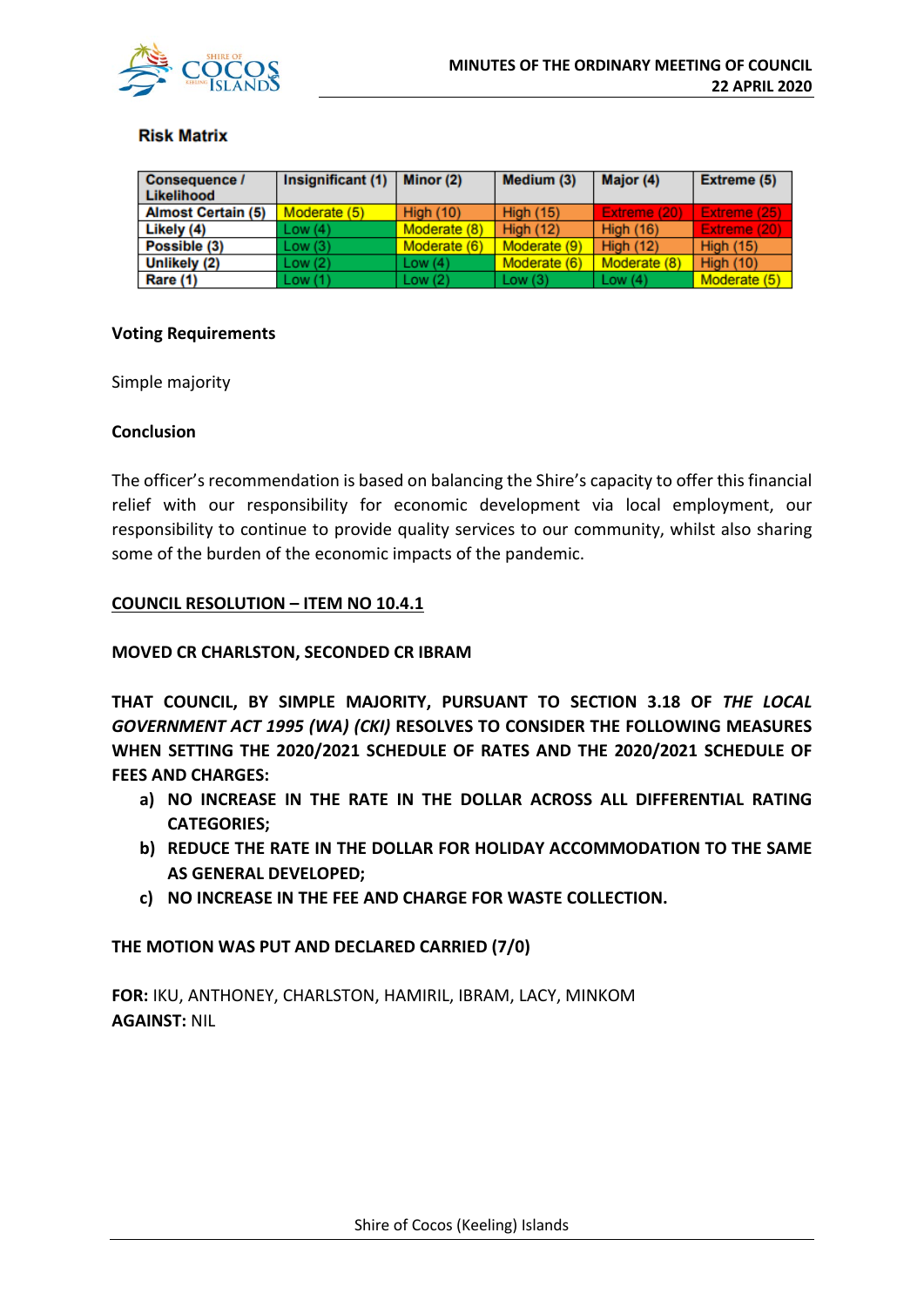### Risk Matrix

| Consequence / Likelihood | Insignificant (1) | Minor (2) | Medium (3) | Major (4) | Extreme (5) |
|---|---|---|---|---|---|
| Almost Certain (5) | Moderate (5) | High (10) | High (15) | Extreme (20) | Extreme (25) |
| Likely (4) | Low (4) | Moderate (8) | High (12) | High (16) | Extreme (20) |
| Possible (3) | Low (3) | Moderate (6) | Moderate (9) | High (12) | High (15) |
| Unlikely (2) | Low (2) | Low (4) | Moderate (6) | Moderate (8) | High (10) |
| Rare (1) | Low (1) | Low (2) | Low (3) | Low (4) | Moderate (5) |

### Voting Requirements

Simple majority

### Conclusion

The officer's recommendation is based on balancing the Shire's capacity to offer this financial relief with our responsibility for economic development via local employment, our responsibility to continue to provide quality services to our community, whilst also sharing some of the burden of the economic impacts of the pandemic.

**COUNCIL RESOLUTION – ITEM NO 10.4.1**

**MOVED CR CHARLSTON, SECONDED CR IBRAM**

**THAT COUNCIL, BY SIMPLE MAJORITY, PURSUANT TO SECTION 3.18 OF *THE LOCAL GOVERNMENT ACT 1995 (WA) (CKI)* RESOLVES TO CONSIDER THE FOLLOWING MEASURES WHEN SETTING THE 2020/2021 SCHEDULE OF RATES AND THE 2020/2021 SCHEDULE OF FEES AND CHARGES:**

- **a) NO INCREASE IN THE RATE IN THE DOLLAR ACROSS ALL DIFFERENTIAL RATING CATEGORIES;**
- **b) REDUCE THE RATE IN THE DOLLAR FOR HOLIDAY ACCOMMODATION TO THE SAME AS GENERAL DEVELOPED;**
- **c) NO INCREASE IN THE FEE AND CHARGE FOR WASTE COLLECTION.**

**THE MOTION WAS PUT AND DECLARED CARRIED (7/0)**

**FOR:** IKU, ANTHONEY, CHARLSTON, HAMIRIL, IBRAM, LACY, MINKOM
**AGAINST:** NIL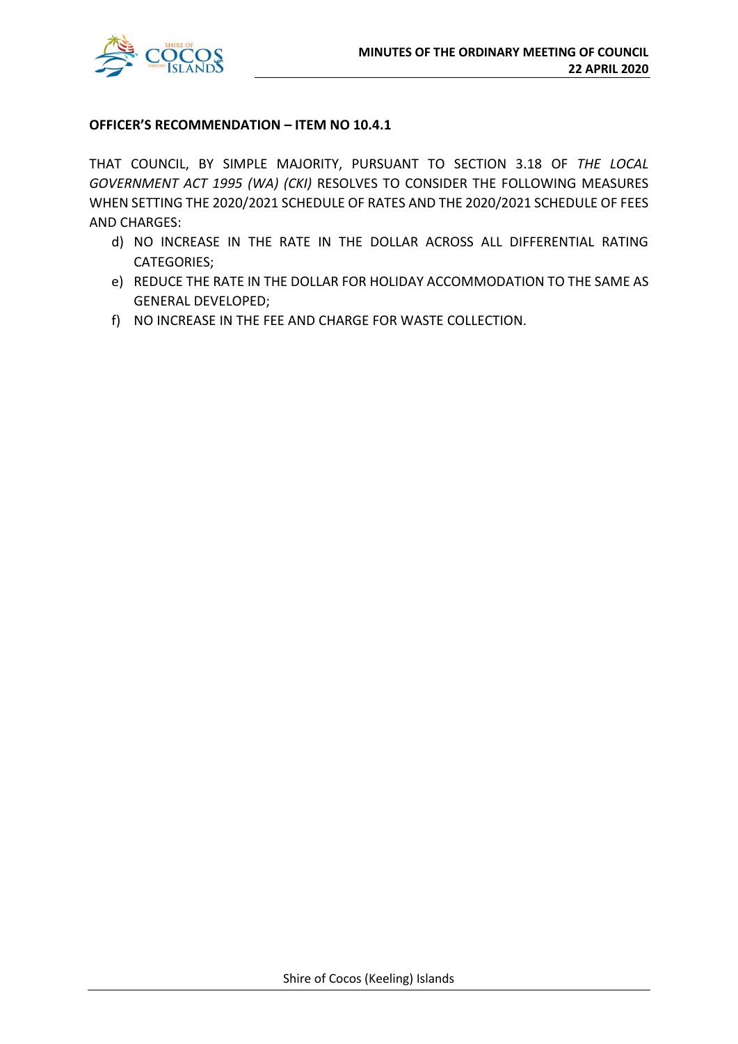**OFFICER'S RECOMMENDATION – ITEM NO 10.4.1**

THAT COUNCIL, BY SIMPLE MAJORITY, PURSUANT TO SECTION 3.18 OF *THE LOCAL GOVERNMENT ACT 1995 (WA) (CKI)* RESOLVES TO CONSIDER THE FOLLOWING MEASURES WHEN SETTING THE 2020/2021 SCHEDULE OF RATES AND THE 2020/2021 SCHEDULE OF FEES AND CHARGES:

d) NO INCREASE IN THE RATE IN THE DOLLAR ACROSS ALL DIFFERENTIAL RATING CATEGORIES;

e) REDUCE THE RATE IN THE DOLLAR FOR HOLIDAY ACCOMMODATION TO THE SAME AS GENERAL DEVELOPED;

f) NO INCREASE IN THE FEE AND CHARGE FOR WASTE COLLECTION.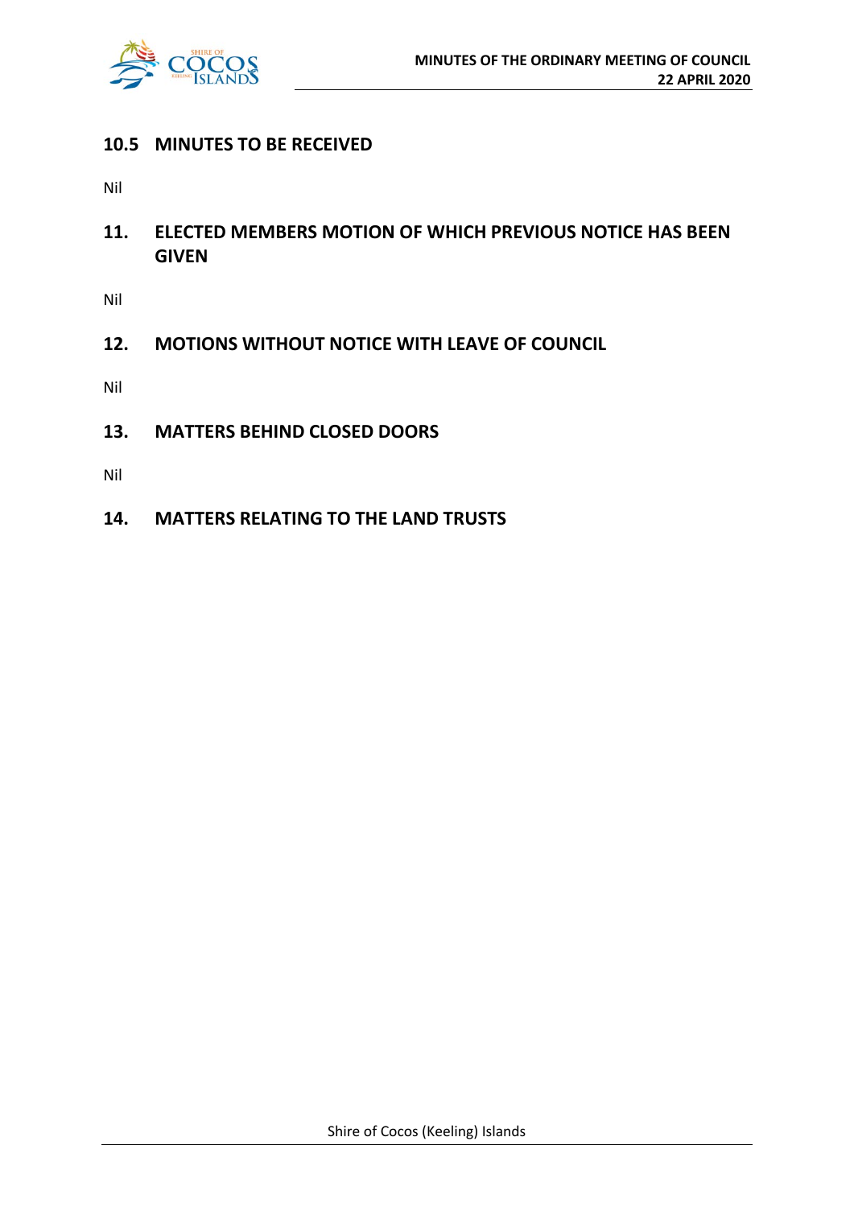## 10.5 MINUTES TO BE RECEIVED

Nil

## 11. ELECTED MEMBERS MOTION OF WHICH PREVIOUS NOTICE HAS BEEN GIVEN

Nil

## 12. MOTIONS WITHOUT NOTICE WITH LEAVE OF COUNCIL

Nil

## 13. MATTERS BEHIND CLOSED DOORS

Nil

## 14. MATTERS RELATING TO THE LAND TRUSTS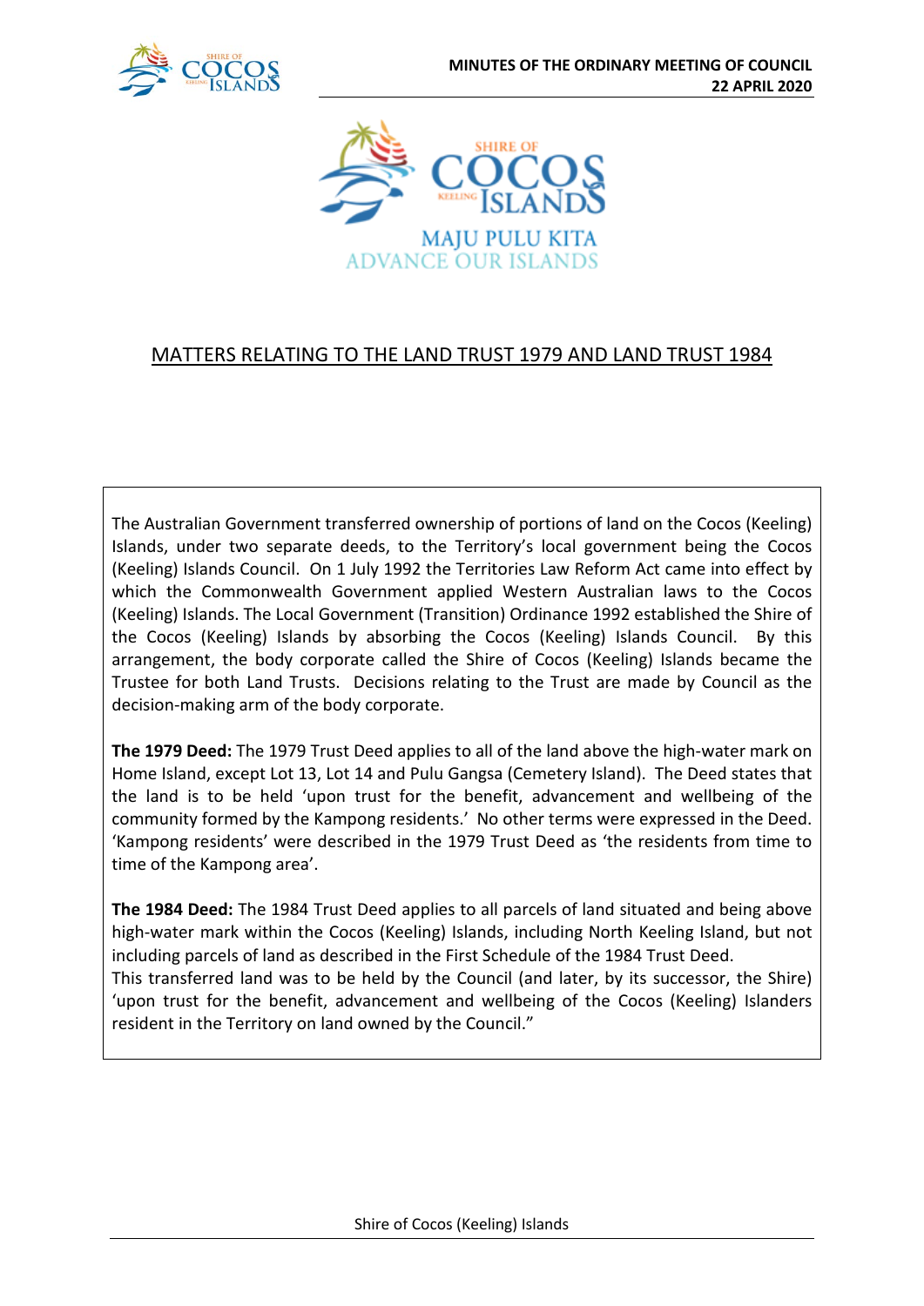MAJU PULU KITA
ADVANCE OUR ISLANDS

## MATTERS RELATING TO THE LAND TRUST 1979 AND LAND TRUST 1984

The Australian Government transferred ownership of portions of land on the Cocos (Keeling) Islands, under two separate deeds, to the Territory's local government being the Cocos (Keeling) Islands Council. On 1 July 1992 the Territories Law Reform Act came into effect by which the Commonwealth Government applied Western Australian laws to the Cocos (Keeling) Islands. The Local Government (Transition) Ordinance 1992 established the Shire of the Cocos (Keeling) Islands by absorbing the Cocos (Keeling) Islands Council. By this arrangement, the body corporate called the Shire of Cocos (Keeling) Islands became the Trustee for both Land Trusts. Decisions relating to the Trust are made by Council as the decision-making arm of the body corporate.

**The 1979 Deed:** The 1979 Trust Deed applies to all of the land above the high-water mark on Home Island, except Lot 13, Lot 14 and Pulu Gangsa (Cemetery Island). The Deed states that the land is to be held 'upon trust for the benefit, advancement and wellbeing of the community formed by the Kampong residents.' No other terms were expressed in the Deed. 'Kampong residents' were described in the 1979 Trust Deed as 'the residents from time to time of the Kampong area'.

**The 1984 Deed:** The 1984 Trust Deed applies to all parcels of land situated and being above high-water mark within the Cocos (Keeling) Islands, including North Keeling Island, but not including parcels of land as described in the First Schedule of the 1984 Trust Deed.
This transferred land was to be held by the Council (and later, by its successor, the Shire) 'upon trust for the benefit, advancement and wellbeing of the Cocos (Keeling) Islanders resident in the Territory on land owned by the Council."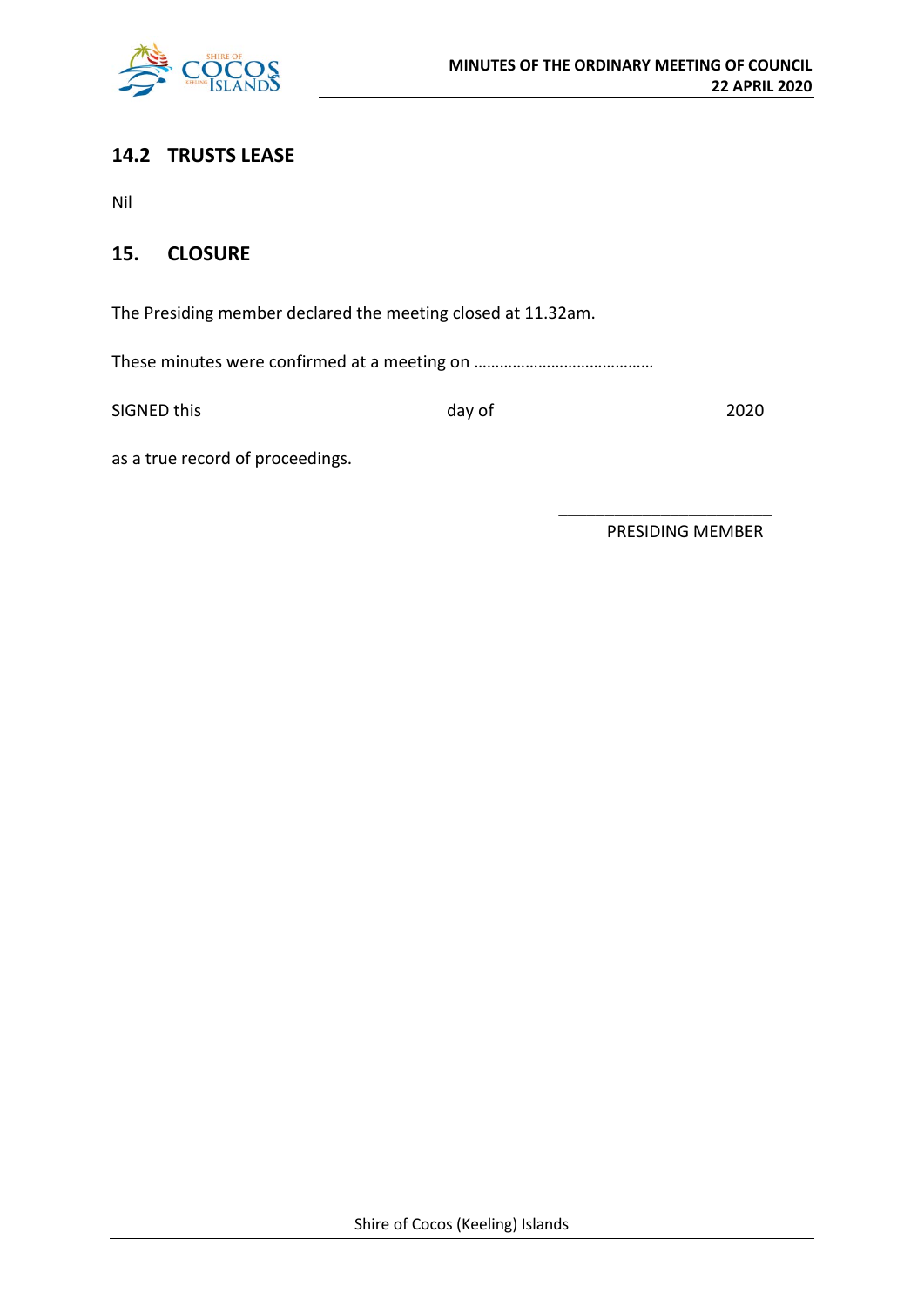## 14.2 TRUSTS LEASE

Nil

## 15. CLOSURE

The Presiding member declared the meeting closed at 11.32am.

These minutes were confirmed at a meeting on ……………………………………

SIGNED this day of 2020

as a true record of proceedings.

_______________________

PRESIDING MEMBER